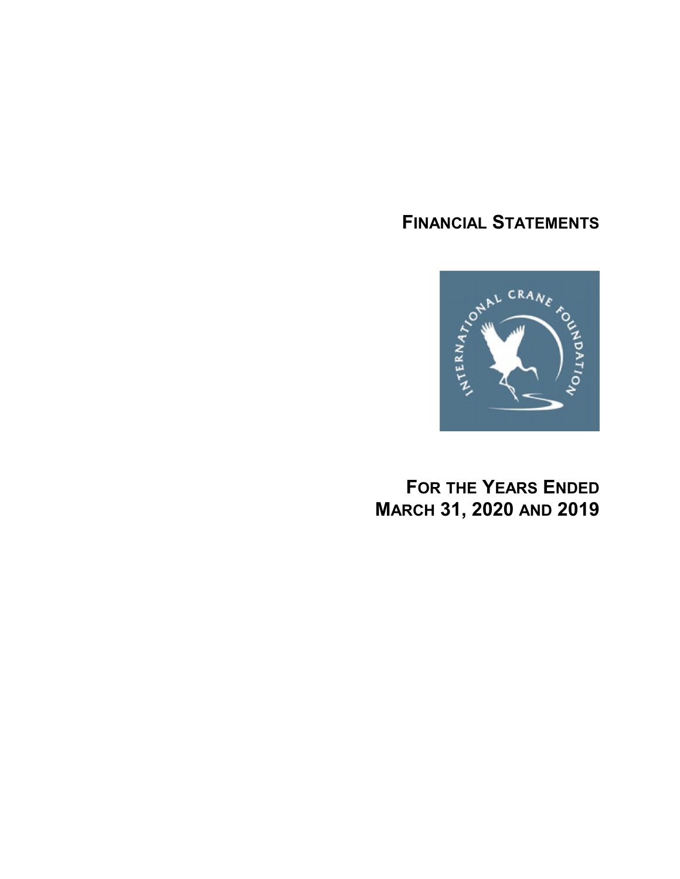# FINANCIAL STATEMENTS

INTERNATIONAL CRANE FOUNDATION

## FOR THE YEARS ENDED MARCH 31, 2020 AND 2019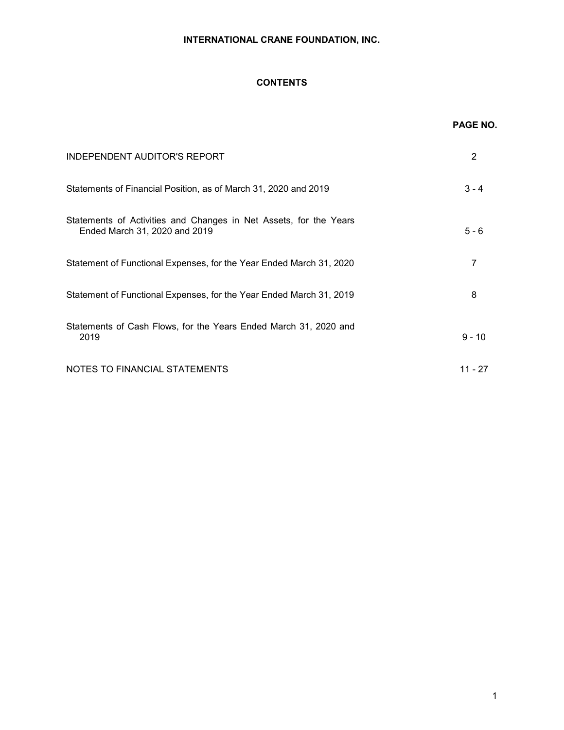# INTERNATIONAL CRANE FOUNDATION, INC.

## CONTENTS

| | PAGE NO. |
|---|---|
| INDEPENDENT AUDITOR'S REPORT | 2 |
| Statements of Financial Position, as of March 31, 2020 and 2019 | 3 - 4 |
| Statements of Activities and Changes in Net Assets, for the Years Ended March 31, 2020 and 2019 | 5 - 6 |
| Statement of Functional Expenses, for the Year Ended March 31, 2020 | 7 |
| Statement of Functional Expenses, for the Year Ended March 31, 2019 | 8 |
| Statements of Cash Flows, for the Years Ended March 31, 2020 and 2019 | 9 - 10 |
| NOTES TO FINANCIAL STATEMENTS | 11 - 27 |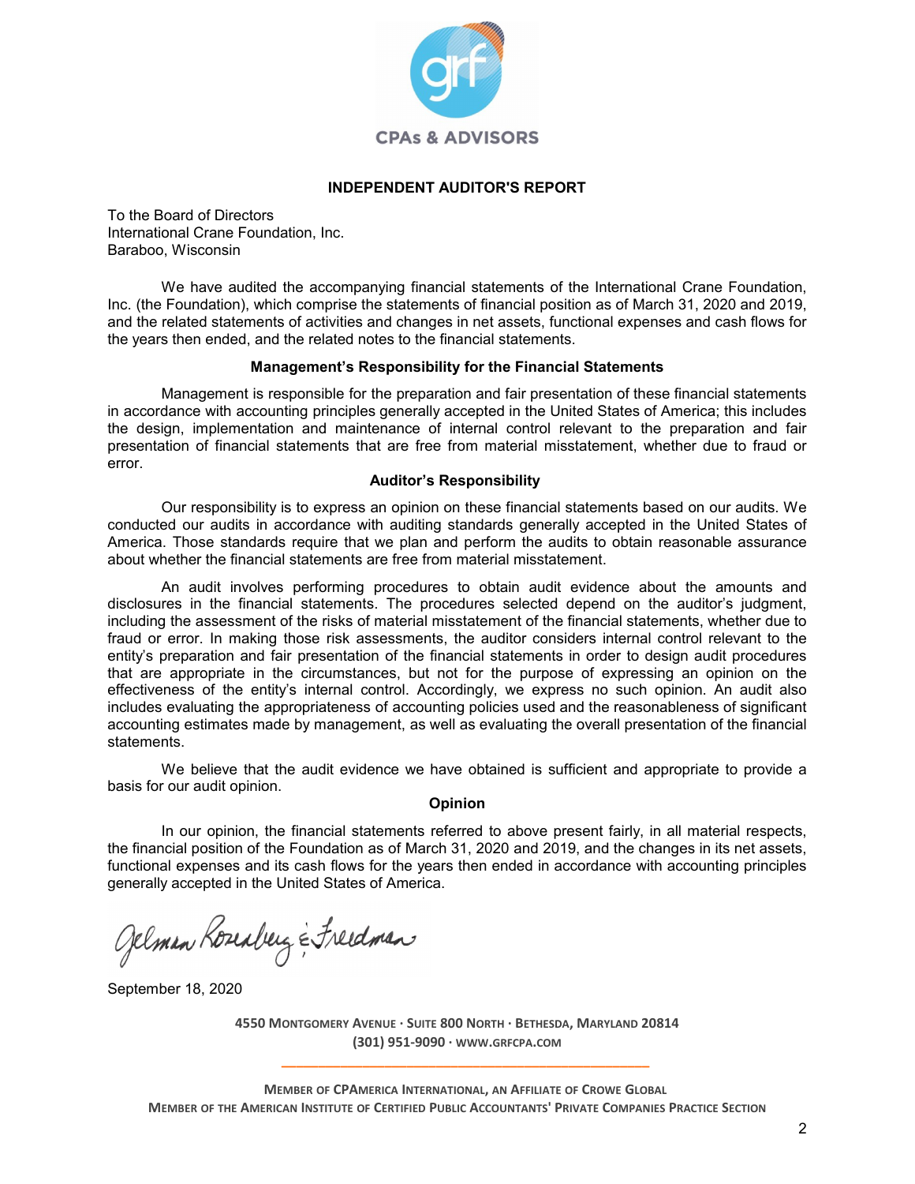CPAs & ADVISORS

## INDEPENDENT AUDITOR'S REPORT

To the Board of Directors
International Crane Foundation, Inc.
Baraboo, Wisconsin

We have audited the accompanying financial statements of the International Crane Foundation, Inc. (the Foundation), which comprise the statements of financial position as of March 31, 2020 and 2019, and the related statements of activities and changes in net assets, functional expenses and cash flows for the years then ended, and the related notes to the financial statements.

### Management's Responsibility for the Financial Statements

Management is responsible for the preparation and fair presentation of these financial statements in accordance with accounting principles generally accepted in the United States of America; this includes the design, implementation and maintenance of internal control relevant to the preparation and fair presentation of financial statements that are free from material misstatement, whether due to fraud or error.

### Auditor's Responsibility

Our responsibility is to express an opinion on these financial statements based on our audits. We conducted our audits in accordance with auditing standards generally accepted in the United States of America. Those standards require that we plan and perform the audits to obtain reasonable assurance about whether the financial statements are free from material misstatement.

An audit involves performing procedures to obtain audit evidence about the amounts and disclosures in the financial statements. The procedures selected depend on the auditor's judgment, including the assessment of the risks of material misstatement of the financial statements, whether due to fraud or error. In making those risk assessments, the auditor considers internal control relevant to the entity's preparation and fair presentation of the financial statements in order to design audit procedures that are appropriate in the circumstances, but not for the purpose of expressing an opinion on the effectiveness of the entity's internal control. Accordingly, we express no such opinion. An audit also includes evaluating the appropriateness of accounting policies used and the reasonableness of significant accounting estimates made by management, as well as evaluating the overall presentation of the financial statements.

We believe that the audit evidence we have obtained is sufficient and appropriate to provide a basis for our audit opinion.

### Opinion

In our opinion, the financial statements referred to above present fairly, in all material respects, the financial position of the Foundation as of March 31, 2020 and 2019, and the changes in its net assets, functional expenses and its cash flows for the years then ended in accordance with accounting principles generally accepted in the United States of America.

Gelman Rosenberg & Freedman

September 18, 2020

4550 Montgomery Avenue · Suite 800 North · Bethesda, Maryland 20814
(301) 951-9090 · www.grfcpa.com

Member of CPAmerica International, an Affiliate of Crowe Global
Member of the American Institute of Certified Public Accountants' Private Companies Practice Section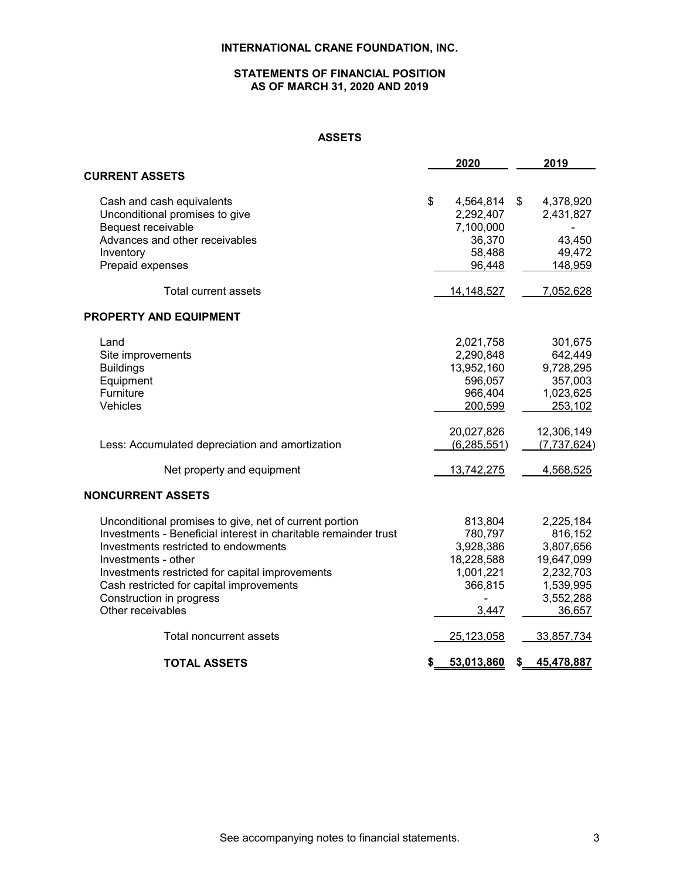# INTERNATIONAL CRANE FOUNDATION, INC.

## STATEMENTS OF FINANCIAL POSITION
## AS OF MARCH 31, 2020 AND 2019

### ASSETS

| | 2020 | 2019 |
|---|---|---|
| **CURRENT ASSETS** | | |
| Cash and cash equivalents | $ 4,564,814 | $ 4,378,920 |
| Unconditional promises to give | 2,292,407 | 2,431,827 |
| Bequest receivable | 7,100,000 | - |
| Advances and other receivables | 36,370 | 43,450 |
| Inventory | 58,488 | 49,472 |
| Prepaid expenses | 96,448 | 148,959 |
| Total current assets | 14,148,527 | 7,052,628 |
| **PROPERTY AND EQUIPMENT** | | |
| Land | 2,021,758 | 301,675 |
| Site improvements | 2,290,848 | 642,449 |
| Buildings | 13,952,160 | 9,728,295 |
| Equipment | 596,057 | 357,003 |
| Furniture | 966,404 | 1,023,625 |
| Vehicles | 200,599 | 253,102 |
| | 20,027,826 | 12,306,149 |
| Less: Accumulated depreciation and amortization | (6,285,551) | (7,737,624) |
| Net property and equipment | 13,742,275 | 4,568,525 |
| **NONCURRENT ASSETS** | | |
| Unconditional promises to give, net of current portion | 813,804 | 2,225,184 |
| Investments - Beneficial interest in charitable remainder trust | 780,797 | 816,152 |
| Investments restricted to endowments | 3,928,386 | 3,807,656 |
| Investments - other | 18,228,588 | 19,647,099 |
| Investments restricted for capital improvements | 1,001,221 | 2,232,703 |
| Cash restricted for capital improvements | 366,815 | 1,539,995 |
| Construction in progress | - | 3,552,288 |
| Other receivables | 3,447 | 36,657 |
| Total noncurrent assets | 25,123,058 | 33,857,734 |
| **TOTAL ASSETS** | **$ 53,013,860** | **$ 45,478,887** |

See accompanying notes to financial statements.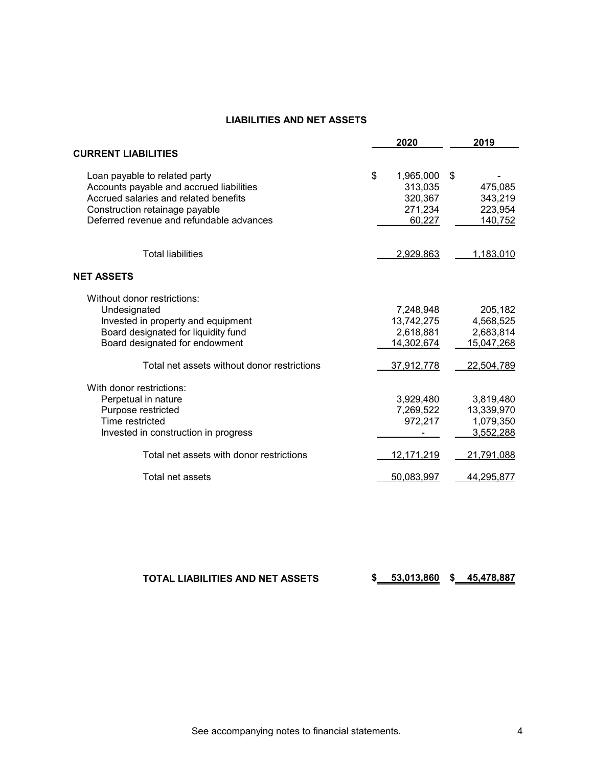## LIABILITIES AND NET ASSETS

| | 2020 | 2019 |
|---|---|---|
| **CURRENT LIABILITIES** | | |
| Loan payable to related party | $ 1,965,000 | $ - |
| Accounts payable and accrued liabilities | 313,035 | 475,085 |
| Accrued salaries and related benefits | 320,367 | 343,219 |
| Construction retainage payable | 271,234 | 223,954 |
| Deferred revenue and refundable advances | 60,227 | 140,752 |
| Total liabilities | 2,929,863 | 1,183,010 |
| **NET ASSETS** | | |
| Without donor restrictions: | | |
| Undesignated | 7,248,948 | 205,182 |
| Invested in property and equipment | 13,742,275 | 4,568,525 |
| Board designated for liquidity fund | 2,618,881 | 2,683,814 |
| Board designated for endowment | 14,302,674 | 15,047,268 |
| Total net assets without donor restrictions | 37,912,778 | 22,504,789 |
| With donor restrictions: | | |
| Perpetual in nature | 3,929,480 | 3,819,480 |
| Purpose restricted | 7,269,522 | 13,339,970 |
| Time restricted | 972,217 | 1,079,350 |
| Invested in construction in progress | - | 3,552,288 |
| Total net assets with donor restrictions | 12,171,219 | 21,791,088 |
| Total net assets | 50,083,997 | 44,295,877 |
| **TOTAL LIABILITIES AND NET ASSETS** | **$ 53,013,860** | **$ 45,478,887** |

See accompanying notes to financial statements.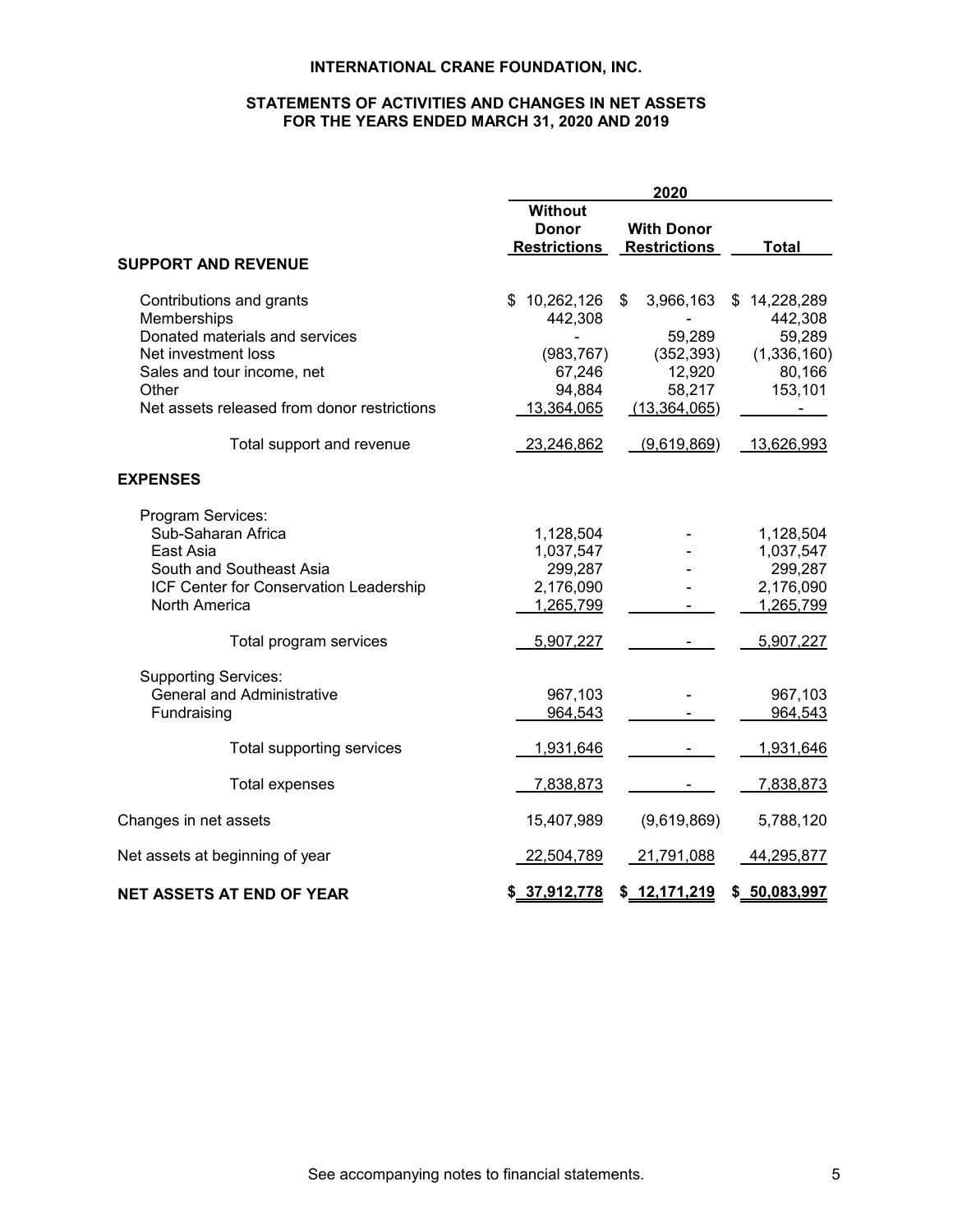**INTERNATIONAL CRANE FOUNDATION, INC.**

**STATEMENTS OF ACTIVITIES AND CHANGES IN NET ASSETS**
**FOR THE YEARS ENDED MARCH 31, 2020 AND 2019**

| | 2020 | | |
|---|---|---|---|
| | **Without Donor Restrictions** | **With Donor Restrictions** | **Total** |
| **SUPPORT AND REVENUE** | | | |
| Contributions and grants | $ 10,262,126 | $ 3,966,163 | $ 14,228,289 |
| Memberships | 442,308 | - | 442,308 |
| Donated materials and services | - | 59,289 | 59,289 |
| Net investment loss | (983,767) | (352,393) | (1,336,160) |
| Sales and tour income, net | 67,246 | 12,920 | 80,166 |
| Other | 94,884 | 58,217 | 153,101 |
| Net assets released from donor restrictions | 13,364,065 | (13,364,065) | - |
| Total support and revenue | 23,246,862 | (9,619,869) | 13,626,993 |
| **EXPENSES** | | | |
| Program Services: | | | |
| Sub-Saharan Africa | 1,128,504 | - | 1,128,504 |
| East Asia | 1,037,547 | - | 1,037,547 |
| South and Southeast Asia | 299,287 | - | 299,287 |
| ICF Center for Conservation Leadership | 2,176,090 | - | 2,176,090 |
| North America | 1,265,799 | - | 1,265,799 |
| Total program services | 5,907,227 | - | 5,907,227 |
| Supporting Services: | | | |
| General and Administrative | 967,103 | - | 967,103 |
| Fundraising | 964,543 | - | 964,543 |
| Total supporting services | 1,931,646 | - | 1,931,646 |
| Total expenses | 7,838,873 | - | 7,838,873 |
| Changes in net assets | 15,407,989 | (9,619,869) | 5,788,120 |
| Net assets at beginning of year | 22,504,789 | 21,791,088 | 44,295,877 |
| **NET ASSETS AT END OF YEAR** | $ 37,912,778 | $ 12,171,219 | $ 50,083,997 |

See accompanying notes to financial statements.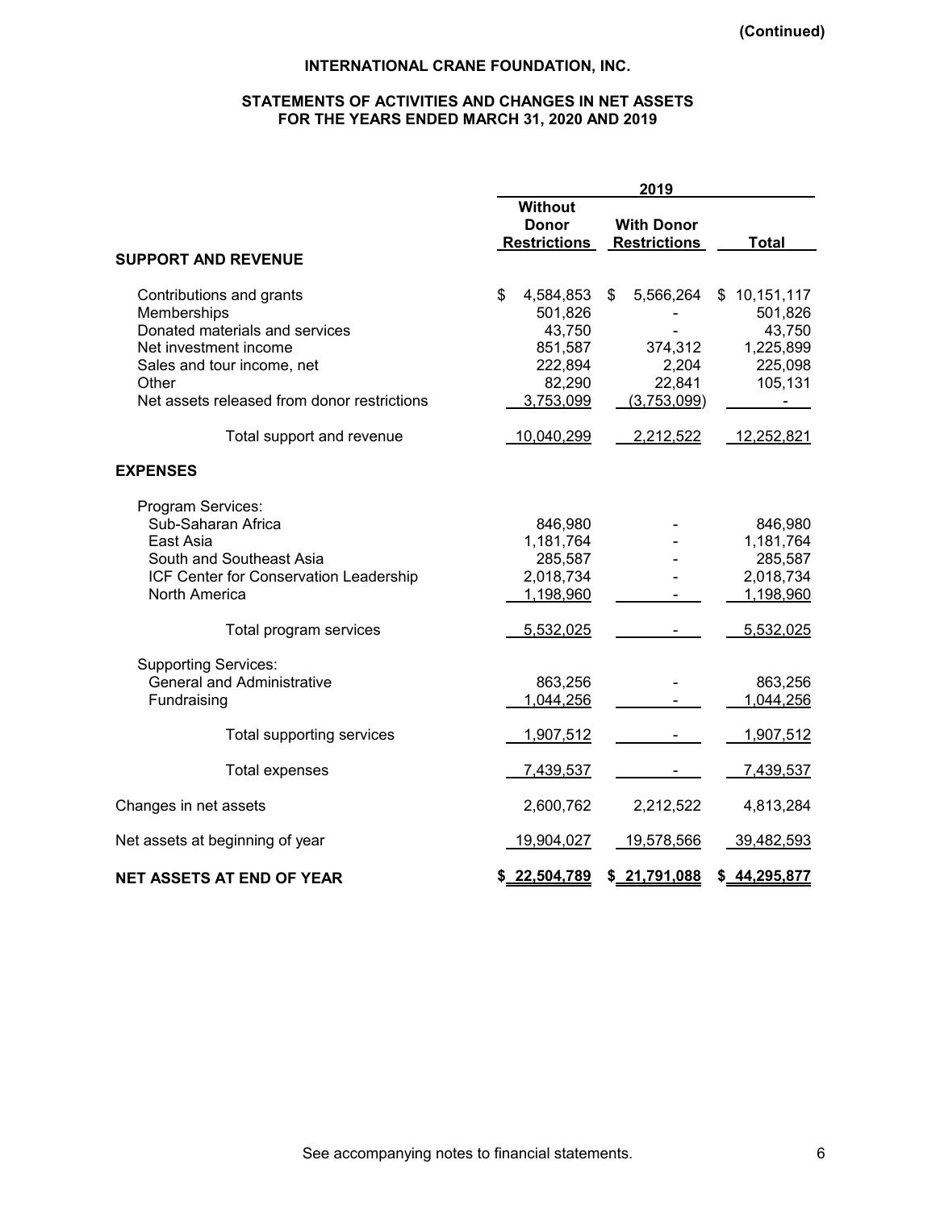(Continued)

# INTERNATIONAL CRANE FOUNDATION, INC.

## STATEMENTS OF ACTIVITIES AND CHANGES IN NET ASSETS FOR THE YEARS ENDED MARCH 31, 2020 AND 2019

| | 2019 | | |
|---|---|---|---|
| | Without Donor Restrictions | With Donor Restrictions | Total |
| **SUPPORT AND REVENUE** | | | |
| Contributions and grants | $ 4,584,853 | $ 5,566,264 | $ 10,151,117 |
| Memberships | 501,826 | - | 501,826 |
| Donated materials and services | 43,750 | - | 43,750 |
| Net investment income | 851,587 | 374,312 | 1,225,899 |
| Sales and tour income, net | 222,894 | 2,204 | 225,098 |
| Other | 82,290 | 22,841 | 105,131 |
| Net assets released from donor restrictions | 3,753,099 | (3,753,099) | - |
| Total support and revenue | 10,040,299 | 2,212,522 | 12,252,821 |
| **EXPENSES** | | | |
| Program Services: | | | |
| Sub-Saharan Africa | 846,980 | - | 846,980 |
| East Asia | 1,181,764 | - | 1,181,764 |
| South and Southeast Asia | 285,587 | - | 285,587 |
| ICF Center for Conservation Leadership | 2,018,734 | - | 2,018,734 |
| North America | 1,198,960 | - | 1,198,960 |
| Total program services | 5,532,025 | - | 5,532,025 |
| Supporting Services: | | | |
| General and Administrative | 863,256 | - | 863,256 |
| Fundraising | 1,044,256 | - | 1,044,256 |
| Total supporting services | 1,907,512 | - | 1,907,512 |
| Total expenses | 7,439,537 | - | 7,439,537 |
| Changes in net assets | 2,600,762 | 2,212,522 | 4,813,284 |
| Net assets at beginning of year | 19,904,027 | 19,578,566 | 39,482,593 |
| **NET ASSETS AT END OF YEAR** | $ 22,504,789 | $ 21,791,088 | $ 44,295,877 |

See accompanying notes to financial statements.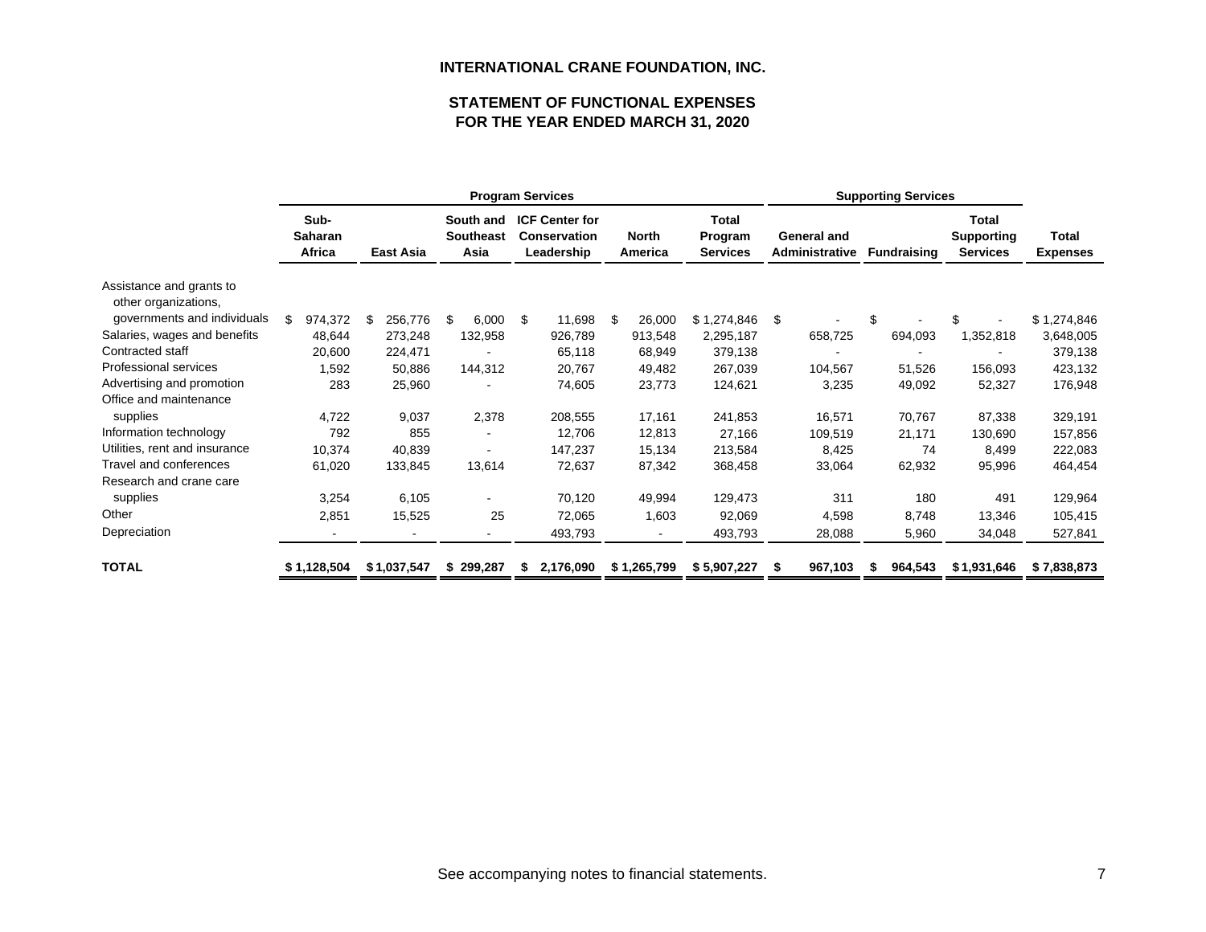# INTERNATIONAL CRANE FOUNDATION, INC.

## STATEMENT OF FUNCTIONAL EXPENSES
## FOR THE YEAR ENDED MARCH 31, 2020

| | Program Services | | | | | | Supporting Services | | | |
|---|---|---|---|---|---|---|---|---|---|---|
| | Sub-Saharan Africa | East Asia | South and Southeast Asia | ICF Center for Conservation Leadership | North America | Total Program Services | General and Administrative | Fundraising | Total Supporting Services | Total Expenses |
| Assistance and grants to other organizations, governments and individuals | $ 974,372 | $ 256,776 | $ 6,000 | $ 11,698 | $ 26,000 | $ 1,274,846 | $ - | $ - | $ - | $ 1,274,846 |
| Salaries, wages and benefits | 48,644 | 273,248 | 132,958 | 926,789 | 913,548 | 2,295,187 | 658,725 | 694,093 | 1,352,818 | 3,648,005 |
| Contracted staff | 20,600 | 224,471 | - | 65,118 | 68,949 | 379,138 | - | - | - | 379,138 |
| Professional services | 1,592 | 50,886 | 144,312 | 20,767 | 49,482 | 267,039 | 104,567 | 51,526 | 156,093 | 423,132 |
| Advertising and promotion | 283 | 25,960 | - | 74,605 | 23,773 | 124,621 | 3,235 | 49,092 | 52,327 | 176,948 |
| Office and maintenance supplies | 4,722 | 9,037 | 2,378 | 208,555 | 17,161 | 241,853 | 16,571 | 70,767 | 87,338 | 329,191 |
| Information technology | 792 | 855 | - | 12,706 | 12,813 | 27,166 | 109,519 | 21,171 | 130,690 | 157,856 |
| Utilities, rent and insurance | 10,374 | 40,839 | - | 147,237 | 15,134 | 213,584 | 8,425 | 74 | 8,499 | 222,083 |
| Travel and conferences | 61,020 | 133,845 | 13,614 | 72,637 | 87,342 | 368,458 | 33,064 | 62,932 | 95,996 | 464,454 |
| Research and crane care supplies | 3,254 | 6,105 | - | 70,120 | 49,994 | 129,473 | 311 | 180 | 491 | 129,964 |
| Other | 2,851 | 15,525 | 25 | 72,065 | 1,603 | 92,069 | 4,598 | 8,748 | 13,346 | 105,415 |
| Depreciation | - | - | - | 493,793 | - | 493,793 | 28,088 | 5,960 | 34,048 | 527,841 |
| **TOTAL** | **$ 1,128,504** | **$ 1,037,547** | **$ 299,287** | **$ 2,176,090** | **$ 1,265,799** | **$ 5,907,227** | **$ 967,103** | **$ 964,543** | **$ 1,931,646** | **$ 7,838,873** |

See accompanying notes to financial statements.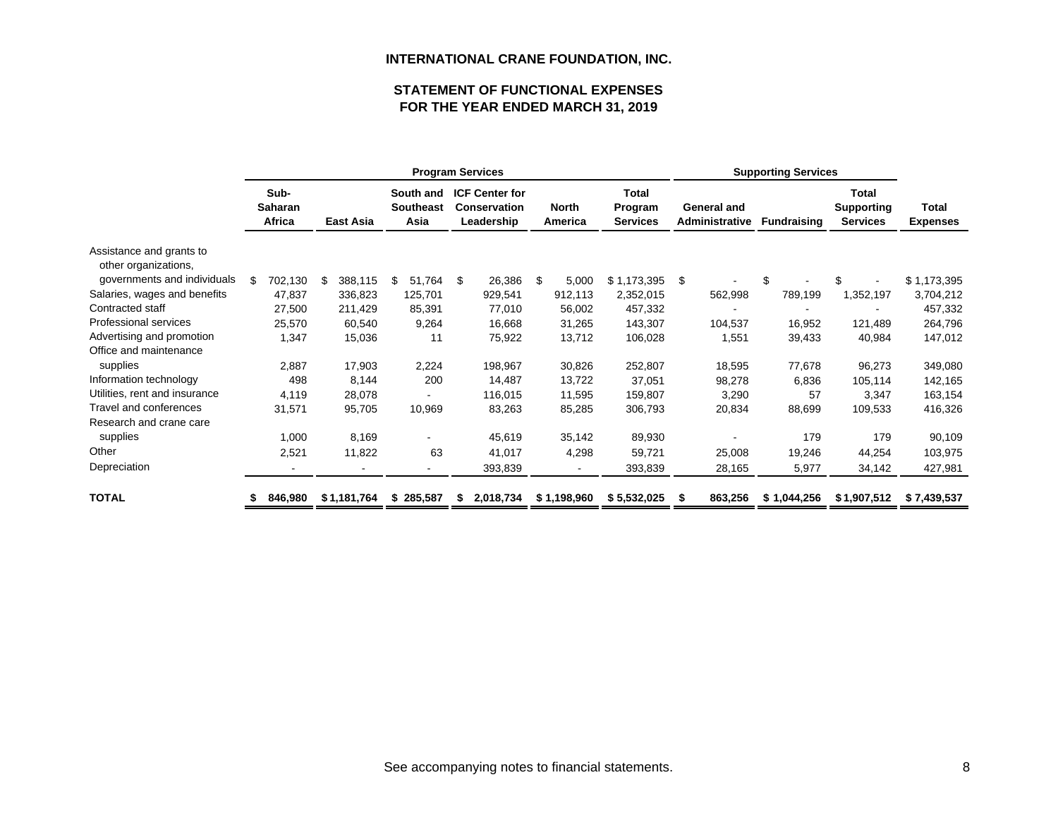# INTERNATIONAL CRANE FOUNDATION, INC.

## STATEMENT OF FUNCTIONAL EXPENSES
## FOR THE YEAR ENDED MARCH 31, 2019

| | Program Services | | | | | | Supporting Services | | | |
|---|---|---|---|---|---|---|---|---|---|---|
| | Sub-Saharan Africa | East Asia | South and Southeast Asia | ICF Center for Conservation Leadership | North America | Total Program Services | General and Administrative | Fundraising | Total Supporting Services | Total Expenses |
| Assistance and grants to other organizations, governments and individuals | $ 702,130 | $ 388,115 | $ 51,764 | $ 26,386 | $ 5,000 | $ 1,173,395 | $ - | $ - | $ - | $ 1,173,395 |
| Salaries, wages and benefits | 47,837 | 336,823 | 125,701 | 929,541 | 912,113 | 2,352,015 | 562,998 | 789,199 | 1,352,197 | 3,704,212 |
| Contracted staff | 27,500 | 211,429 | 85,391 | 77,010 | 56,002 | 457,332 | - | - | - | 457,332 |
| Professional services | 25,570 | 60,540 | 9,264 | 16,668 | 31,265 | 143,307 | 104,537 | 16,952 | 121,489 | 264,796 |
| Advertising and promotion | 1,347 | 15,036 | 11 | 75,922 | 13,712 | 106,028 | 1,551 | 39,433 | 40,984 | 147,012 |
| Office and maintenance supplies | 2,887 | 17,903 | 2,224 | 198,967 | 30,826 | 252,807 | 18,595 | 77,678 | 96,273 | 349,080 |
| Information technology | 498 | 8,144 | 200 | 14,487 | 13,722 | 37,051 | 98,278 | 6,836 | 105,114 | 142,165 |
| Utilities, rent and insurance | 4,119 | 28,078 | - | 116,015 | 11,595 | 159,807 | 3,290 | 57 | 3,347 | 163,154 |
| Travel and conferences | 31,571 | 95,705 | 10,969 | 83,263 | 85,285 | 306,793 | 20,834 | 88,699 | 109,533 | 416,326 |
| Research and crane care supplies | 1,000 | 8,169 | - | 45,619 | 35,142 | 89,930 | - | 179 | 179 | 90,109 |
| Other | 2,521 | 11,822 | 63 | 41,017 | 4,298 | 59,721 | 25,008 | 19,246 | 44,254 | 103,975 |
| Depreciation | - | - | - | 393,839 | - | 393,839 | 28,165 | 5,977 | 34,142 | 427,981 |
| **TOTAL** | **$ 846,980** | **$ 1,181,764** | **$ 285,587** | **$ 2,018,734** | **$ 1,198,960** | **$ 5,532,025** | **$ 863,256** | **$ 1,044,256** | **$ 1,907,512** | **$ 7,439,537** |

See accompanying notes to financial statements.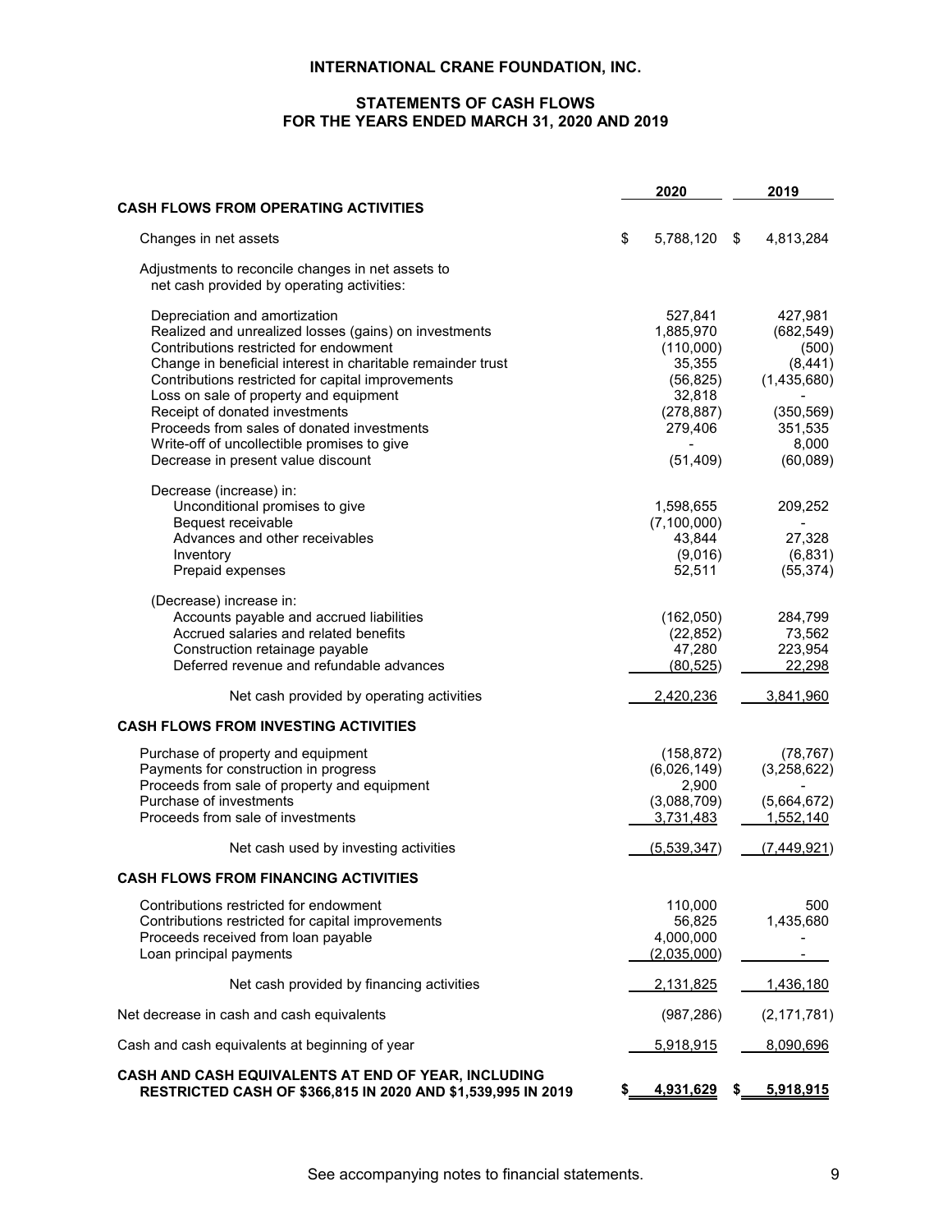# INTERNATIONAL CRANE FOUNDATION, INC.

## STATEMENTS OF CASH FLOWS
## FOR THE YEARS ENDED MARCH 31, 2020 AND 2019

| | 2020 | 2019 |
|---|---|---|
| **CASH FLOWS FROM OPERATING ACTIVITIES** | | |
| Changes in net assets | $ 5,788,120 | $ 4,813,284 |
| Adjustments to reconcile changes in net assets to net cash provided by operating activities: | | |
| Depreciation and amortization | 527,841 | 427,981 |
| Realized and unrealized losses (gains) on investments | 1,885,970 | (682,549) |
| Contributions restricted for endowment | (110,000) | (500) |
| Change in beneficial interest in charitable remainder trust | 35,355 | (8,441) |
| Contributions restricted for capital improvements | (56,825) | (1,435,680) |
| Loss on sale of property and equipment | 32,818 | - |
| Receipt of donated investments | (278,887) | (350,569) |
| Proceeds from sales of donated investments | 279,406 | 351,535 |
| Write-off of uncollectible promises to give | - | 8,000 |
| Decrease in present value discount | (51,409) | (60,089) |
| Decrease (increase) in: | | |
| Unconditional promises to give | 1,598,655 | 209,252 |
| Bequest receivable | (7,100,000) | - |
| Advances and other receivables | 43,844 | 27,328 |
| Inventory | (9,016) | (6,831) |
| Prepaid expenses | 52,511 | (55,374) |
| (Decrease) increase in: | | |
| Accounts payable and accrued liabilities | (162,050) | 284,799 |
| Accrued salaries and related benefits | (22,852) | 73,562 |
| Construction retainage payable | 47,280 | 223,954 |
| Deferred revenue and refundable advances | (80,525) | 22,298 |
| Net cash provided by operating activities | 2,420,236 | 3,841,960 |
| **CASH FLOWS FROM INVESTING ACTIVITIES** | | |
| Purchase of property and equipment | (158,872) | (78,767) |
| Payments for construction in progress | (6,026,149) | (3,258,622) |
| Proceeds from sale of property and equipment | 2,900 | - |
| Purchase of investments | (3,088,709) | (5,664,672) |
| Proceeds from sale of investments | 3,731,483 | 1,552,140 |
| Net cash used by investing activities | (5,539,347) | (7,449,921) |
| **CASH FLOWS FROM FINANCING ACTIVITIES** | | |
| Contributions restricted for endowment | 110,000 | 500 |
| Contributions restricted for capital improvements | 56,825 | 1,435,680 |
| Proceeds received from loan payable | 4,000,000 | - |
| Loan principal payments | (2,035,000) | - |
| Net cash provided by financing activities | 2,131,825 | 1,436,180 |
| Net decrease in cash and cash equivalents | (987,286) | (2,171,781) |
| Cash and cash equivalents at beginning of year | 5,918,915 | 8,090,696 |
| **CASH AND CASH EQUIVALENTS AT END OF YEAR, INCLUDING RESTRICTED CASH OF $366,815 IN 2020 AND $1,539,995 IN 2019** | $ 4,931,629 | $ 5,918,915 |

See accompanying notes to financial statements.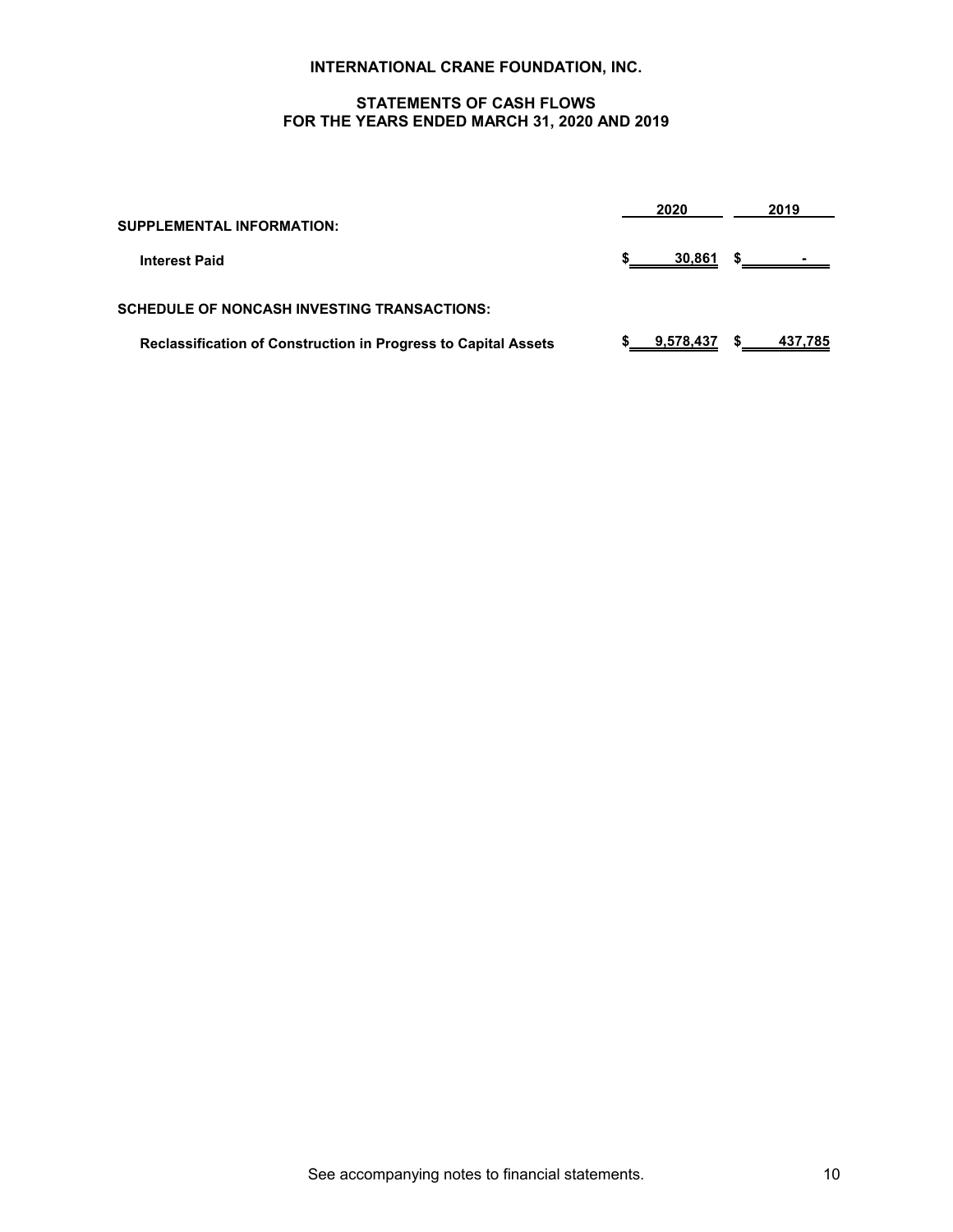# INTERNATIONAL CRANE FOUNDATION, INC.

## STATEMENTS OF CASH FLOWS
## FOR THE YEARS ENDED MARCH 31, 2020 AND 2019

| | 2020 | 2019 |
|---|---|---|
| **SUPPLEMENTAL INFORMATION:** | | |
| **Interest Paid** | $ 30,861 | $ - |
| **SCHEDULE OF NONCASH INVESTING TRANSACTIONS:** | | |
| **Reclassification of Construction in Progress to Capital Assets** | $ 9,578,437 | $ 437,785 |

See accompanying notes to financial statements.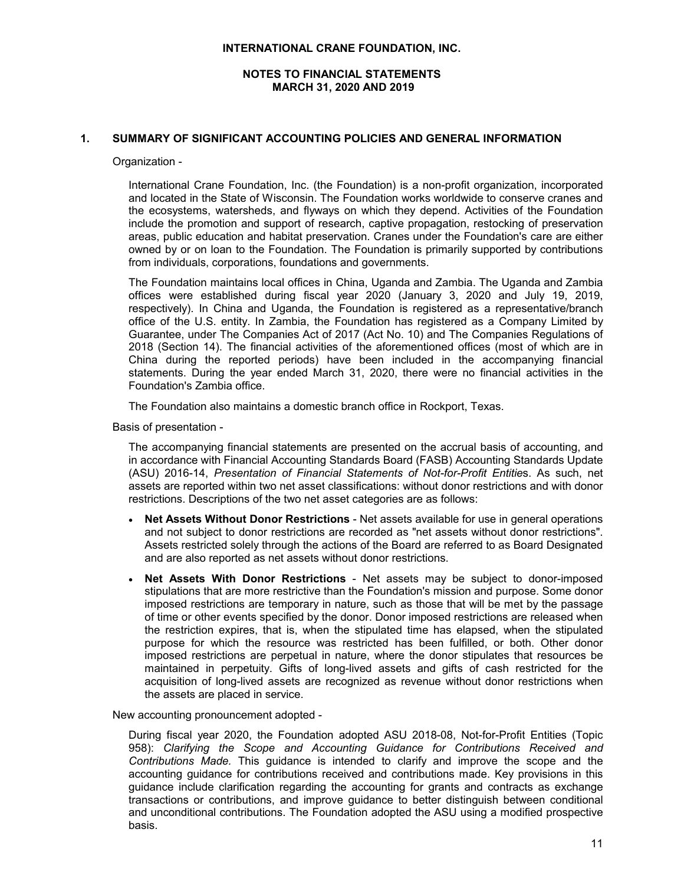# INTERNATIONAL CRANE FOUNDATION, INC.

## NOTES TO FINANCIAL STATEMENTS
## MARCH 31, 2020 AND 2019

### 1. SUMMARY OF SIGNIFICANT ACCOUNTING POLICIES AND GENERAL INFORMATION

Organization -

International Crane Foundation, Inc. (the Foundation) is a non-profit organization, incorporated and located in the State of Wisconsin. The Foundation works worldwide to conserve cranes and the ecosystems, watersheds, and flyways on which they depend. Activities of the Foundation include the promotion and support of research, captive propagation, restocking of preservation areas, public education and habitat preservation. Cranes under the Foundation's care are either owned by or on loan to the Foundation. The Foundation is primarily supported by contributions from individuals, corporations, foundations and governments.

The Foundation maintains local offices in China, Uganda and Zambia. The Uganda and Zambia offices were established during fiscal year 2020 (January 3, 2020 and July 19, 2019, respectively). In China and Uganda, the Foundation is registered as a representative/branch office of the U.S. entity. In Zambia, the Foundation has registered as a Company Limited by Guarantee, under The Companies Act of 2017 (Act No. 10) and The Companies Regulations of 2018 (Section 14). The financial activities of the aforementioned offices (most of which are in China during the reported periods) have been included in the accompanying financial statements. During the year ended March 31, 2020, there were no financial activities in the Foundation's Zambia office.

The Foundation also maintains a domestic branch office in Rockport, Texas.

Basis of presentation -

The accompanying financial statements are presented on the accrual basis of accounting, and in accordance with Financial Accounting Standards Board (FASB) Accounting Standards Update (ASU) 2016-14, *Presentation of Financial Statements of Not-for-Profit Entities*. As such, net assets are reported within two net asset classifications: without donor restrictions and with donor restrictions. Descriptions of the two net asset categories are as follows:

- **Net Assets Without Donor Restrictions** - Net assets available for use in general operations and not subject to donor restrictions are recorded as "net assets without donor restrictions". Assets restricted solely through the actions of the Board are referred to as Board Designated and are also reported as net assets without donor restrictions.
- **Net Assets With Donor Restrictions** - Net assets may be subject to donor-imposed stipulations that are more restrictive than the Foundation's mission and purpose. Some donor imposed restrictions are temporary in nature, such as those that will be met by the passage of time or other events specified by the donor. Donor imposed restrictions are released when the restriction expires, that is, when the stipulated time has elapsed, when the stipulated purpose for which the resource was restricted has been fulfilled, or both. Other donor imposed restrictions are perpetual in nature, where the donor stipulates that resources be maintained in perpetuity. Gifts of long-lived assets and gifts of cash restricted for the acquisition of long-lived assets are recognized as revenue without donor restrictions when the assets are placed in service.

New accounting pronouncement adopted -

During fiscal year 2020, the Foundation adopted ASU 2018-08, Not-for-Profit Entities (Topic 958): *Clarifying the Scope and Accounting Guidance for Contributions Received and Contributions Made.* This guidance is intended to clarify and improve the scope and the accounting guidance for contributions received and contributions made. Key provisions in this guidance include clarification regarding the accounting for grants and contracts as exchange transactions or contributions, and improve guidance to better distinguish between conditional and unconditional contributions. The Foundation adopted the ASU using a modified prospective basis.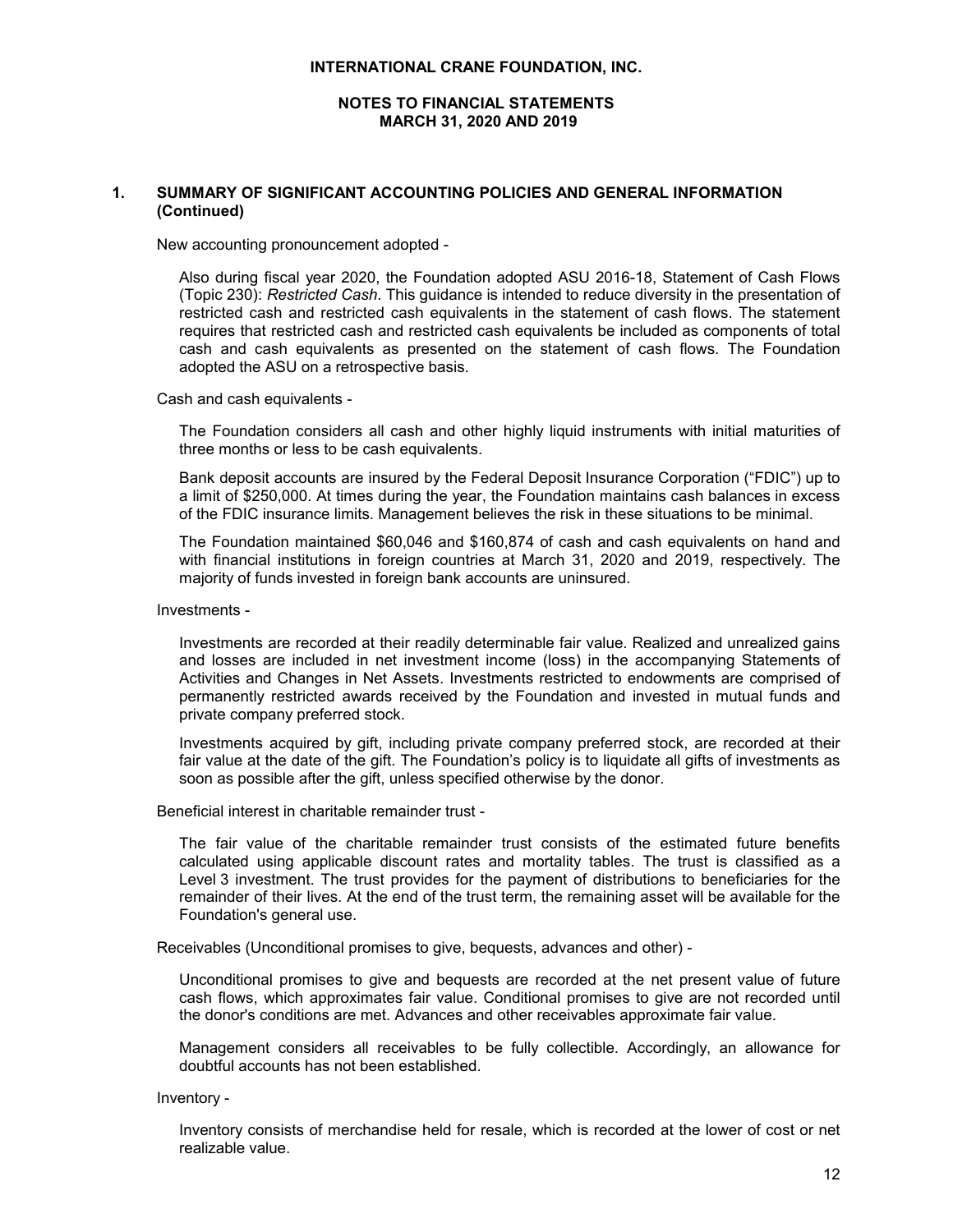## 1. SUMMARY OF SIGNIFICANT ACCOUNTING POLICIES AND GENERAL INFORMATION (Continued)

New accounting pronouncement adopted -

Also during fiscal year 2020, the Foundation adopted ASU 2016-18, Statement of Cash Flows (Topic 230): *Restricted Cash*. This guidance is intended to reduce diversity in the presentation of restricted cash and restricted cash equivalents in the statement of cash flows. The statement requires that restricted cash and restricted cash equivalents be included as components of total cash and cash equivalents as presented on the statement of cash flows. The Foundation adopted the ASU on a retrospective basis.

Cash and cash equivalents -

The Foundation considers all cash and other highly liquid instruments with initial maturities of three months or less to be cash equivalents.

Bank deposit accounts are insured by the Federal Deposit Insurance Corporation ("FDIC") up to a limit of $250,000. At times during the year, the Foundation maintains cash balances in excess of the FDIC insurance limits. Management believes the risk in these situations to be minimal.

The Foundation maintained $60,046 and $160,874 of cash and cash equivalents on hand and with financial institutions in foreign countries at March 31, 2020 and 2019, respectively. The majority of funds invested in foreign bank accounts are uninsured.

Investments -

Investments are recorded at their readily determinable fair value. Realized and unrealized gains and losses are included in net investment income (loss) in the accompanying Statements of Activities and Changes in Net Assets. Investments restricted to endowments are comprised of permanently restricted awards received by the Foundation and invested in mutual funds and private company preferred stock.

Investments acquired by gift, including private company preferred stock, are recorded at their fair value at the date of the gift. The Foundation's policy is to liquidate all gifts of investments as soon as possible after the gift, unless specified otherwise by the donor.

Beneficial interest in charitable remainder trust -

The fair value of the charitable remainder trust consists of the estimated future benefits calculated using applicable discount rates and mortality tables. The trust is classified as a Level 3 investment. The trust provides for the payment of distributions to beneficiaries for the remainder of their lives. At the end of the trust term, the remaining asset will be available for the Foundation's general use.

Receivables (Unconditional promises to give, bequests, advances and other) -

Unconditional promises to give and bequests are recorded at the net present value of future cash flows, which approximates fair value. Conditional promises to give are not recorded until the donor's conditions are met. Advances and other receivables approximate fair value.

Management considers all receivables to be fully collectible. Accordingly, an allowance for doubtful accounts has not been established.

Inventory -

Inventory consists of merchandise held for resale, which is recorded at the lower of cost or net realizable value.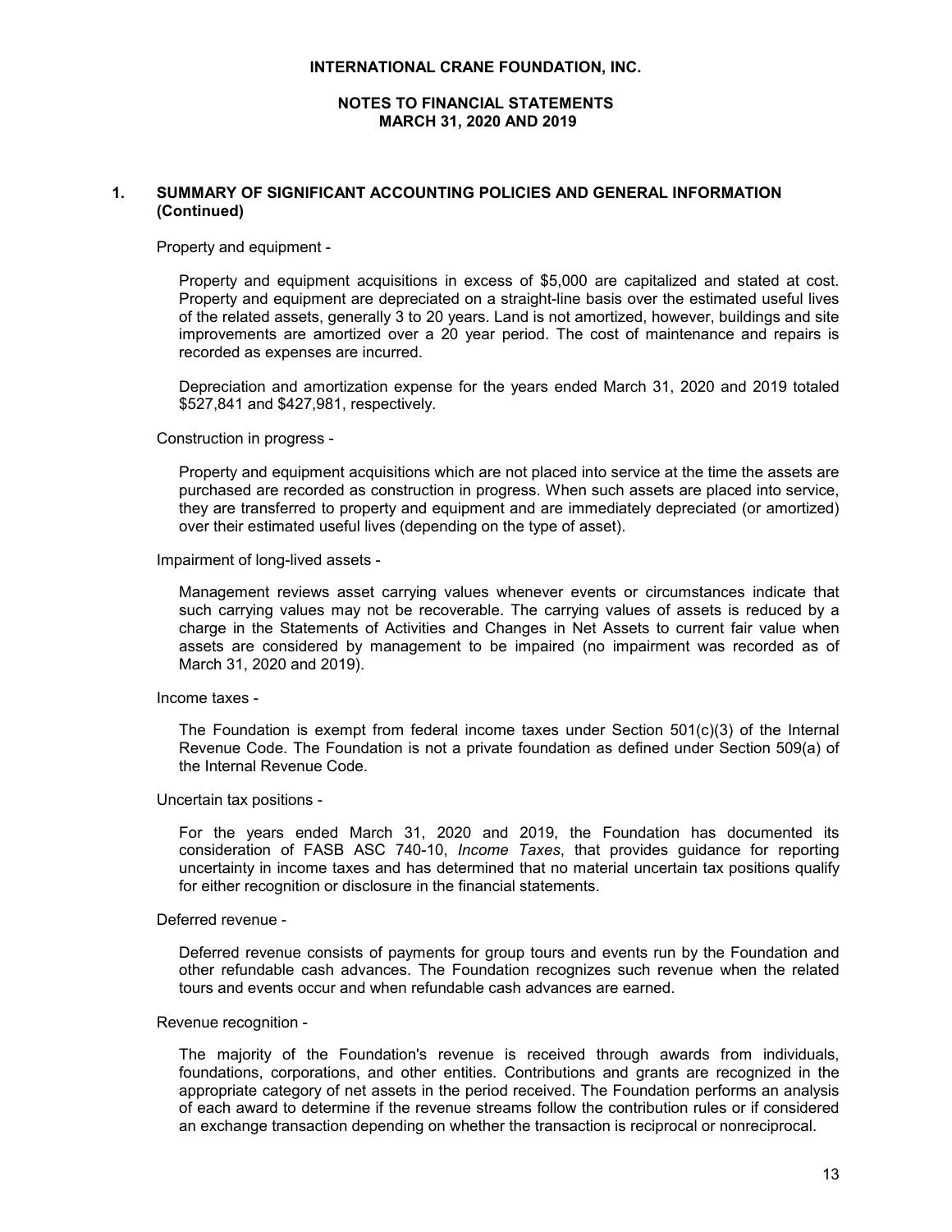## 1. SUMMARY OF SIGNIFICANT ACCOUNTING POLICIES AND GENERAL INFORMATION (Continued)

Property and equipment -

Property and equipment acquisitions in excess of $5,000 are capitalized and stated at cost. Property and equipment are depreciated on a straight-line basis over the estimated useful lives of the related assets, generally 3 to 20 years. Land is not amortized, however, buildings and site improvements are amortized over a 20 year period. The cost of maintenance and repairs is recorded as expenses are incurred.

Depreciation and amortization expense for the years ended March 31, 2020 and 2019 totaled $527,841 and $427,981, respectively.

Construction in progress -

Property and equipment acquisitions which are not placed into service at the time the assets are purchased are recorded as construction in progress. When such assets are placed into service, they are transferred to property and equipment and are immediately depreciated (or amortized) over their estimated useful lives (depending on the type of asset).

Impairment of long-lived assets -

Management reviews asset carrying values whenever events or circumstances indicate that such carrying values may not be recoverable. The carrying values of assets is reduced by a charge in the Statements of Activities and Changes in Net Assets to current fair value when assets are considered by management to be impaired (no impairment was recorded as of March 31, 2020 and 2019).

Income taxes -

The Foundation is exempt from federal income taxes under Section 501(c)(3) of the Internal Revenue Code. The Foundation is not a private foundation as defined under Section 509(a) of the Internal Revenue Code.

Uncertain tax positions -

For the years ended March 31, 2020 and 2019, the Foundation has documented its consideration of FASB ASC 740-10, *Income Taxes*, that provides guidance for reporting uncertainty in income taxes and has determined that no material uncertain tax positions qualify for either recognition or disclosure in the financial statements.

Deferred revenue -

Deferred revenue consists of payments for group tours and events run by the Foundation and other refundable cash advances. The Foundation recognizes such revenue when the related tours and events occur and when refundable cash advances are earned.

Revenue recognition -

The majority of the Foundation's revenue is received through awards from individuals, foundations, corporations, and other entities. Contributions and grants are recognized in the appropriate category of net assets in the period received. The Foundation performs an analysis of each award to determine if the revenue streams follow the contribution rules or if considered an exchange transaction depending on whether the transaction is reciprocal or nonreciprocal.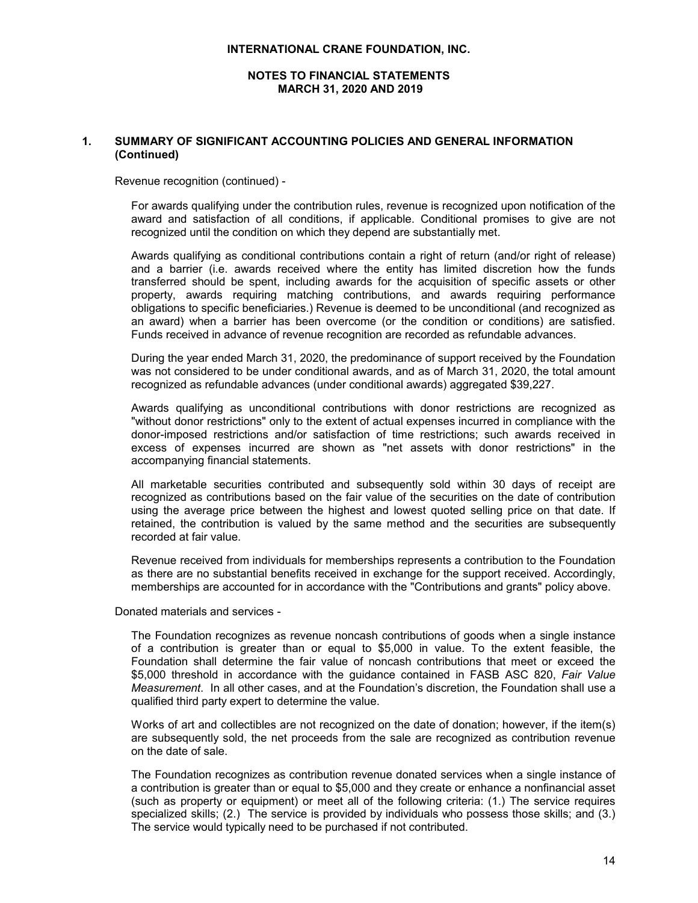## 1. SUMMARY OF SIGNIFICANT ACCOUNTING POLICIES AND GENERAL INFORMATION (Continued)

Revenue recognition (continued) -

For awards qualifying under the contribution rules, revenue is recognized upon notification of the award and satisfaction of all conditions, if applicable. Conditional promises to give are not recognized until the condition on which they depend are substantially met.

Awards qualifying as conditional contributions contain a right of return (and/or right of release) and a barrier (i.e. awards received where the entity has limited discretion how the funds transferred should be spent, including awards for the acquisition of specific assets or other property, awards requiring matching contributions, and awards requiring performance obligations to specific beneficiaries.) Revenue is deemed to be unconditional (and recognized as an award) when a barrier has been overcome (or the condition or conditions) are satisfied. Funds received in advance of revenue recognition are recorded as refundable advances.

During the year ended March 31, 2020, the predominance of support received by the Foundation was not considered to be under conditional awards, and as of March 31, 2020, the total amount recognized as refundable advances (under conditional awards) aggregated $39,227.

Awards qualifying as unconditional contributions with donor restrictions are recognized as "without donor restrictions" only to the extent of actual expenses incurred in compliance with the donor-imposed restrictions and/or satisfaction of time restrictions; such awards received in excess of expenses incurred are shown as "net assets with donor restrictions" in the accompanying financial statements.

All marketable securities contributed and subsequently sold within 30 days of receipt are recognized as contributions based on the fair value of the securities on the date of contribution using the average price between the highest and lowest quoted selling price on that date. If retained, the contribution is valued by the same method and the securities are subsequently recorded at fair value.

Revenue received from individuals for memberships represents a contribution to the Foundation as there are no substantial benefits received in exchange for the support received. Accordingly, memberships are accounted for in accordance with the "Contributions and grants" policy above.

Donated materials and services -

The Foundation recognizes as revenue noncash contributions of goods when a single instance of a contribution is greater than or equal to $5,000 in value. To the extent feasible, the Foundation shall determine the fair value of noncash contributions that meet or exceed the $5,000 threshold in accordance with the guidance contained in FASB ASC 820, *Fair Value Measurement*. In all other cases, and at the Foundation's discretion, the Foundation shall use a qualified third party expert to determine the value.

Works of art and collectibles are not recognized on the date of donation; however, if the item(s) are subsequently sold, the net proceeds from the sale are recognized as contribution revenue on the date of sale.

The Foundation recognizes as contribution revenue donated services when a single instance of a contribution is greater than or equal to $5,000 and they create or enhance a nonfinancial asset (such as property or equipment) or meet all of the following criteria: (1.) The service requires specialized skills; (2.) The service is provided by individuals who possess those skills; and (3.) The service would typically need to be purchased if not contributed.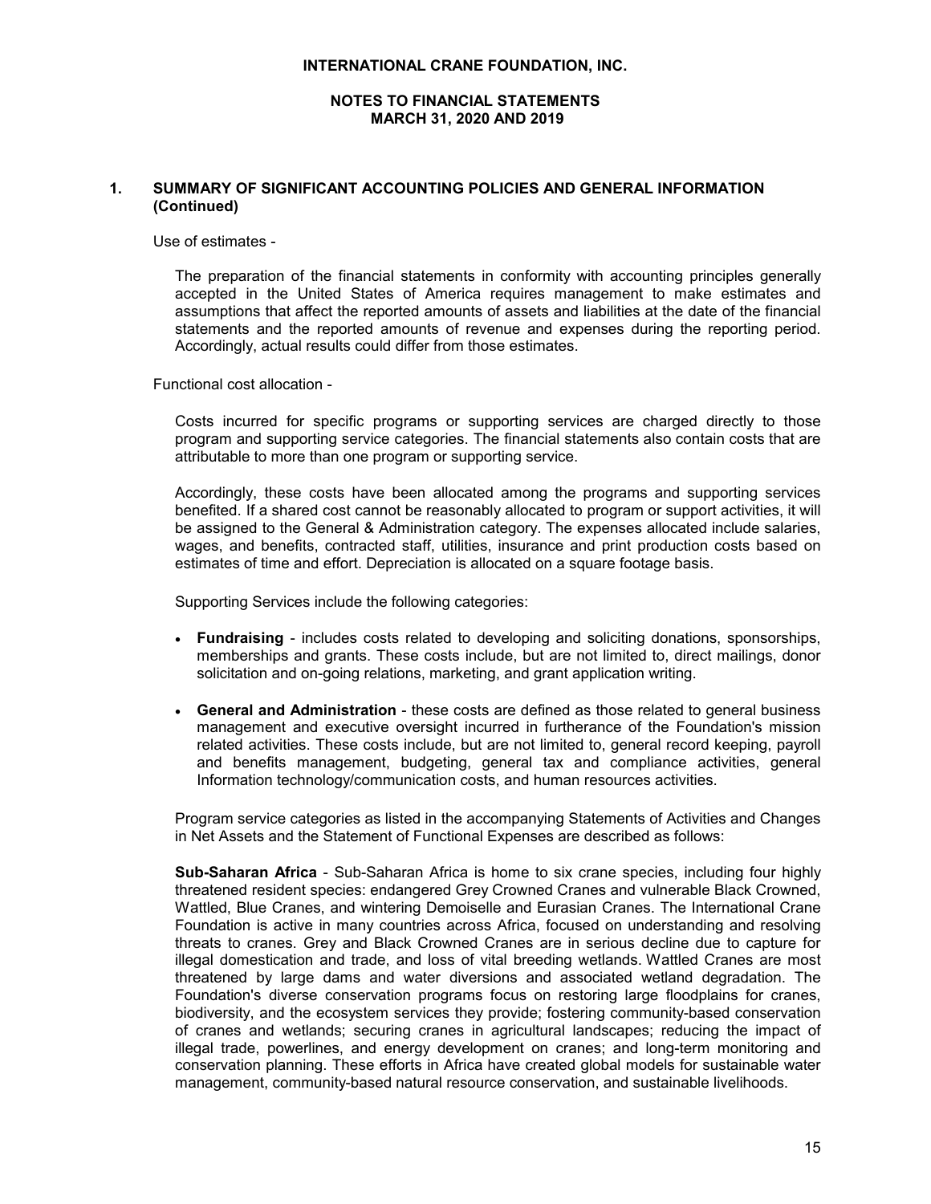## 1. SUMMARY OF SIGNIFICANT ACCOUNTING POLICIES AND GENERAL INFORMATION (Continued)

Use of estimates -

The preparation of the financial statements in conformity with accounting principles generally accepted in the United States of America requires management to make estimates and assumptions that affect the reported amounts of assets and liabilities at the date of the financial statements and the reported amounts of revenue and expenses during the reporting period. Accordingly, actual results could differ from those estimates.

Functional cost allocation -

Costs incurred for specific programs or supporting services are charged directly to those program and supporting service categories. The financial statements also contain costs that are attributable to more than one program or supporting service.

Accordingly, these costs have been allocated among the programs and supporting services benefited. If a shared cost cannot be reasonably allocated to program or support activities, it will be assigned to the General & Administration category. The expenses allocated include salaries, wages, and benefits, contracted staff, utilities, insurance and print production costs based on estimates of time and effort. Depreciation is allocated on a square footage basis.

Supporting Services include the following categories:

- **Fundraising** - includes costs related to developing and soliciting donations, sponsorships, memberships and grants. These costs include, but are not limited to, direct mailings, donor solicitation and on-going relations, marketing, and grant application writing.
- **General and Administration** - these costs are defined as those related to general business management and executive oversight incurred in furtherance of the Foundation's mission related activities. These costs include, but are not limited to, general record keeping, payroll and benefits management, budgeting, general tax and compliance activities, general Information technology/communication costs, and human resources activities.

Program service categories as listed in the accompanying Statements of Activities and Changes in Net Assets and the Statement of Functional Expenses are described as follows:

**Sub-Saharan Africa** - Sub-Saharan Africa is home to six crane species, including four highly threatened resident species: endangered Grey Crowned Cranes and vulnerable Black Crowned, Wattled, Blue Cranes, and wintering Demoiselle and Eurasian Cranes. The International Crane Foundation is active in many countries across Africa, focused on understanding and resolving threats to cranes. Grey and Black Crowned Cranes are in serious decline due to capture for illegal domestication and trade, and loss of vital breeding wetlands. Wattled Cranes are most threatened by large dams and water diversions and associated wetland degradation. The Foundation's diverse conservation programs focus on restoring large floodplains for cranes, biodiversity, and the ecosystem services they provide; fostering community-based conservation of cranes and wetlands; securing cranes in agricultural landscapes; reducing the impact of illegal trade, powerlines, and energy development on cranes; and long-term monitoring and conservation planning. These efforts in Africa have created global models for sustainable water management, community-based natural resource conservation, and sustainable livelihoods.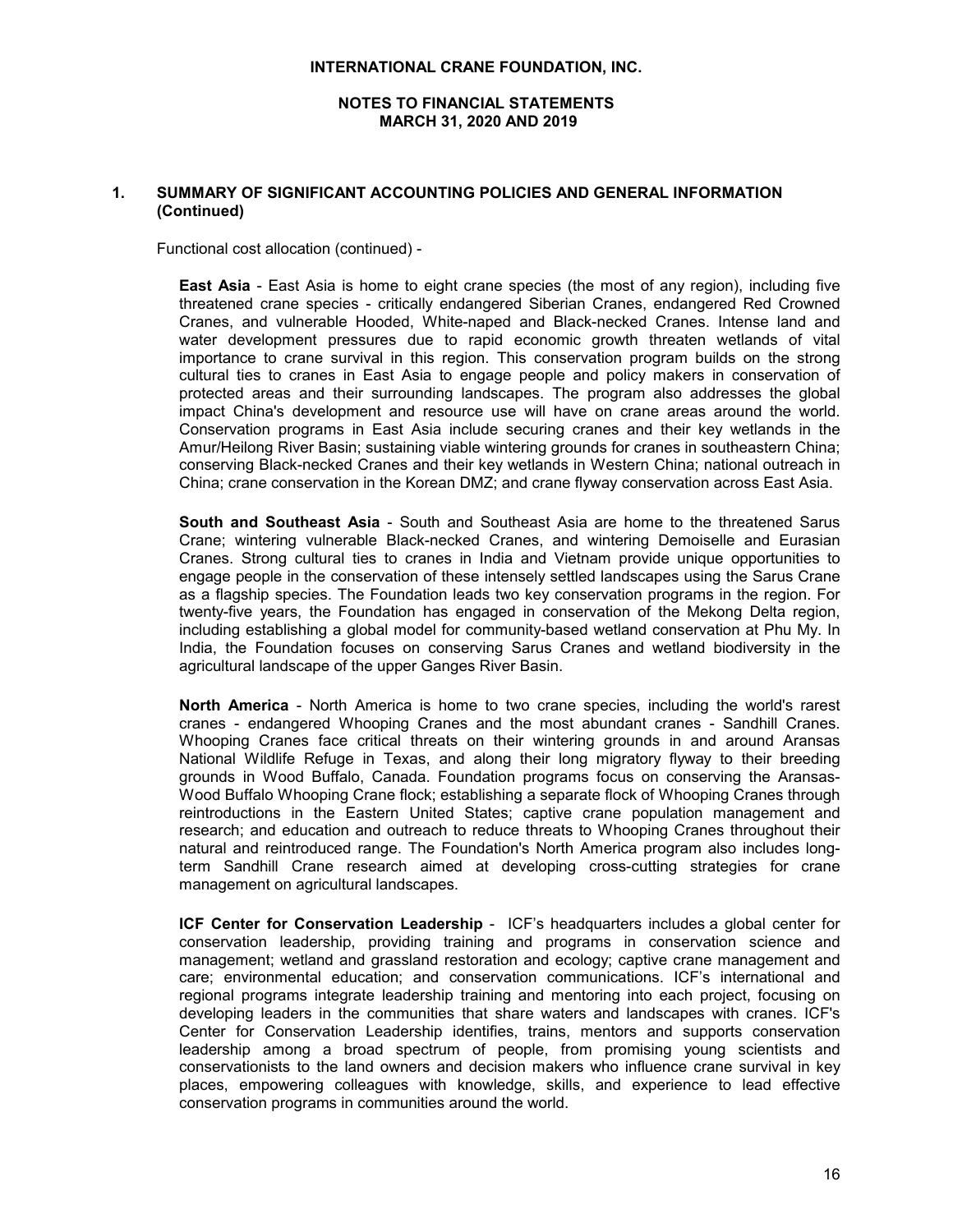## 1. SUMMARY OF SIGNIFICANT ACCOUNTING POLICIES AND GENERAL INFORMATION (Continued)

Functional cost allocation (continued) -

**East Asia** - East Asia is home to eight crane species (the most of any region), including five threatened crane species - critically endangered Siberian Cranes, endangered Red Crowned Cranes, and vulnerable Hooded, White-naped and Black-necked Cranes. Intense land and water development pressures due to rapid economic growth threaten wetlands of vital importance to crane survival in this region. This conservation program builds on the strong cultural ties to cranes in East Asia to engage people and policy makers in conservation of protected areas and their surrounding landscapes. The program also addresses the global impact China's development and resource use will have on crane areas around the world. Conservation programs in East Asia include securing cranes and their key wetlands in the Amur/Heilong River Basin; sustaining viable wintering grounds for cranes in southeastern China; conserving Black-necked Cranes and their key wetlands in Western China; national outreach in China; crane conservation in the Korean DMZ; and crane flyway conservation across East Asia.

**South and Southeast Asia** - South and Southeast Asia are home to the threatened Sarus Crane; wintering vulnerable Black-necked Cranes, and wintering Demoiselle and Eurasian Cranes. Strong cultural ties to cranes in India and Vietnam provide unique opportunities to engage people in the conservation of these intensely settled landscapes using the Sarus Crane as a flagship species. The Foundation leads two key conservation programs in the region. For twenty-five years, the Foundation has engaged in conservation of the Mekong Delta region, including establishing a global model for community-based wetland conservation at Phu My. In India, the Foundation focuses on conserving Sarus Cranes and wetland biodiversity in the agricultural landscape of the upper Ganges River Basin.

**North America** - North America is home to two crane species, including the world's rarest cranes - endangered Whooping Cranes and the most abundant cranes - Sandhill Cranes. Whooping Cranes face critical threats on their wintering grounds in and around Aransas National Wildlife Refuge in Texas, and along their long migratory flyway to their breeding grounds in Wood Buffalo, Canada. Foundation programs focus on conserving the Aransas-Wood Buffalo Whooping Crane flock; establishing a separate flock of Whooping Cranes through reintroductions in the Eastern United States; captive crane population management and research; and education and outreach to reduce threats to Whooping Cranes throughout their natural and reintroduced range. The Foundation's North America program also includes long-term Sandhill Crane research aimed at developing cross-cutting strategies for crane management on agricultural landscapes.

**ICF Center for Conservation Leadership** - ICF's headquarters includes a global center for conservation leadership, providing training and programs in conservation science and management; wetland and grassland restoration and ecology; captive crane management and care; environmental education; and conservation communications. ICF's international and regional programs integrate leadership training and mentoring into each project, focusing on developing leaders in the communities that share waters and landscapes with cranes. ICF's Center for Conservation Leadership identifies, trains, mentors and supports conservation leadership among a broad spectrum of people, from promising young scientists and conservationists to the land owners and decision makers who influence crane survival in key places, empowering colleagues with knowledge, skills, and experience to lead effective conservation programs in communities around the world.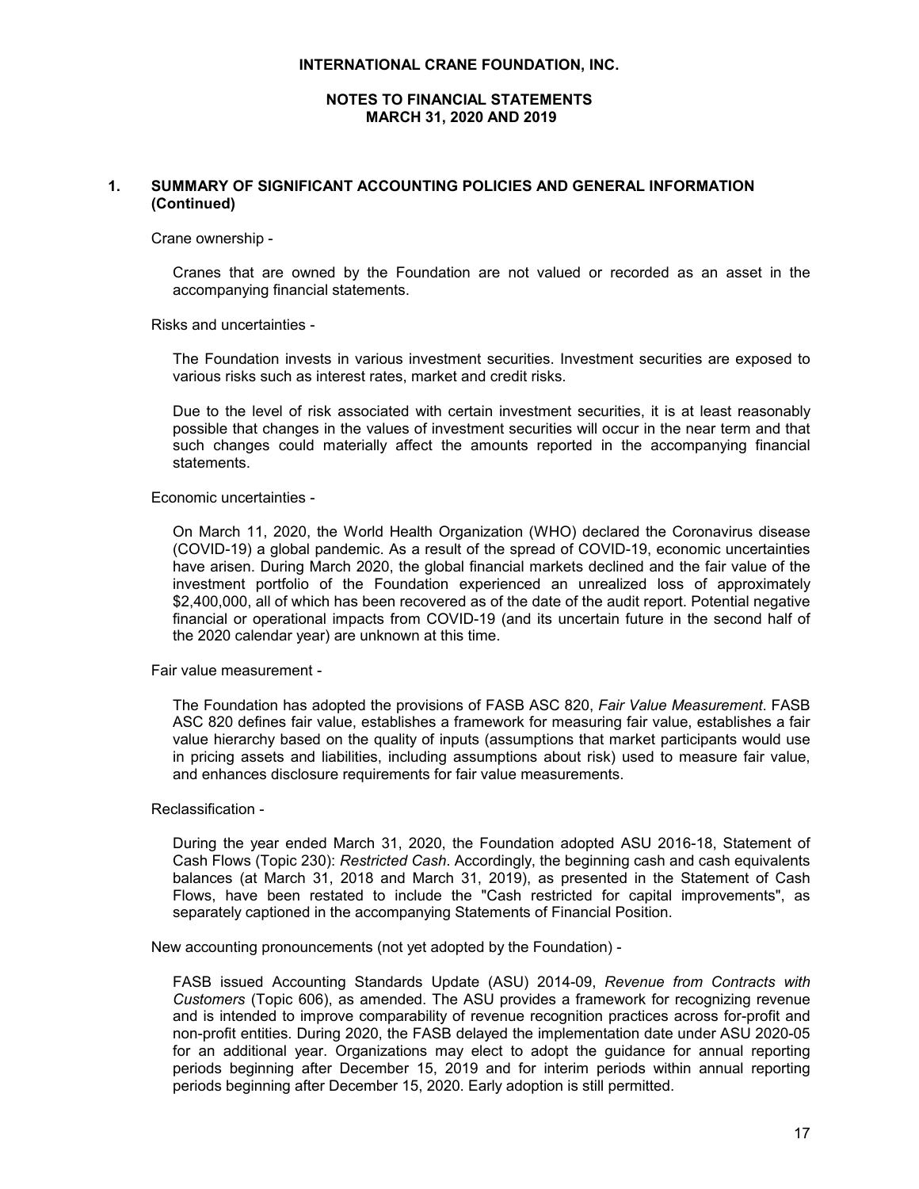## 1. SUMMARY OF SIGNIFICANT ACCOUNTING POLICIES AND GENERAL INFORMATION (Continued)

Crane ownership -

Cranes that are owned by the Foundation are not valued or recorded as an asset in the accompanying financial statements.

Risks and uncertainties -

The Foundation invests in various investment securities. Investment securities are exposed to various risks such as interest rates, market and credit risks.

Due to the level of risk associated with certain investment securities, it is at least reasonably possible that changes in the values of investment securities will occur in the near term and that such changes could materially affect the amounts reported in the accompanying financial statements.

Economic uncertainties -

On March 11, 2020, the World Health Organization (WHO) declared the Coronavirus disease (COVID-19) a global pandemic. As a result of the spread of COVID-19, economic uncertainties have arisen. During March 2020, the global financial markets declined and the fair value of the investment portfolio of the Foundation experienced an unrealized loss of approximately $2,400,000, all of which has been recovered as of the date of the audit report. Potential negative financial or operational impacts from COVID-19 (and its uncertain future in the second half of the 2020 calendar year) are unknown at this time.

Fair value measurement -

The Foundation has adopted the provisions of FASB ASC 820, *Fair Value Measurement*. FASB ASC 820 defines fair value, establishes a framework for measuring fair value, establishes a fair value hierarchy based on the quality of inputs (assumptions that market participants would use in pricing assets and liabilities, including assumptions about risk) used to measure fair value, and enhances disclosure requirements for fair value measurements.

Reclassification -

During the year ended March 31, 2020, the Foundation adopted ASU 2016-18, Statement of Cash Flows (Topic 230): *Restricted Cash*. Accordingly, the beginning cash and cash equivalents balances (at March 31, 2018 and March 31, 2019), as presented in the Statement of Cash Flows, have been restated to include the "Cash restricted for capital improvements", as separately captioned in the accompanying Statements of Financial Position.

New accounting pronouncements (not yet adopted by the Foundation) -

FASB issued Accounting Standards Update (ASU) 2014-09, *Revenue from Contracts with Customers* (Topic 606), as amended. The ASU provides a framework for recognizing revenue and is intended to improve comparability of revenue recognition practices across for-profit and non-profit entities. During 2020, the FASB delayed the implementation date under ASU 2020-05 for an additional year. Organizations may elect to adopt the guidance for annual reporting periods beginning after December 15, 2019 and for interim periods within annual reporting periods beginning after December 15, 2020. Early adoption is still permitted.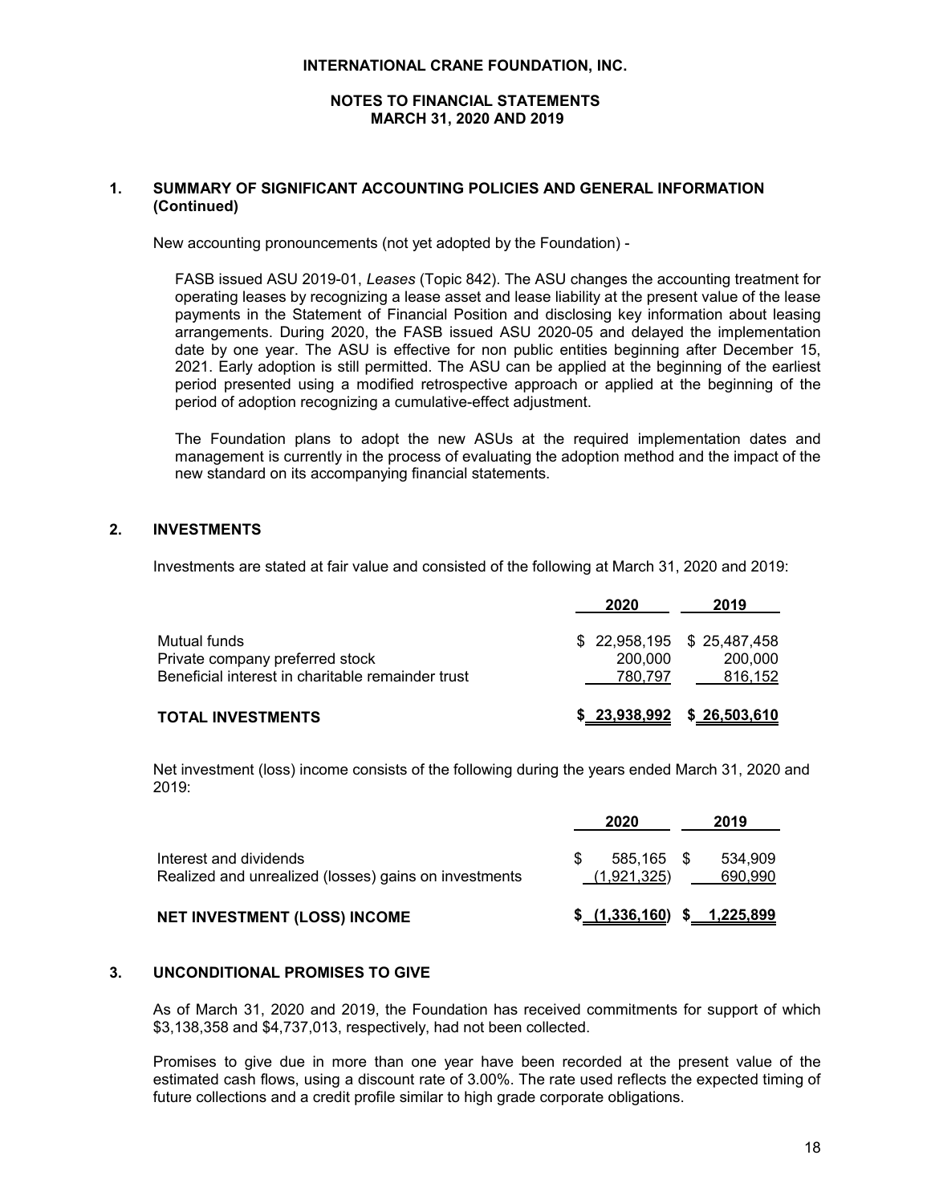**INTERNATIONAL CRANE FOUNDATION, INC.**

**NOTES TO FINANCIAL STATEMENTS**
**MARCH 31, 2020 AND 2019**

## 1. SUMMARY OF SIGNIFICANT ACCOUNTING POLICIES AND GENERAL INFORMATION (Continued)

New accounting pronouncements (not yet adopted by the Foundation) -

FASB issued ASU 2019-01, *Leases* (Topic 842). The ASU changes the accounting treatment for operating leases by recognizing a lease asset and lease liability at the present value of the lease payments in the Statement of Financial Position and disclosing key information about leasing arrangements. During 2020, the FASB issued ASU 2020-05 and delayed the implementation date by one year. The ASU is effective for non public entities beginning after December 15, 2021. Early adoption is still permitted. The ASU can be applied at the beginning of the earliest period presented using a modified retrospective approach or applied at the beginning of the period of adoption recognizing a cumulative-effect adjustment.

The Foundation plans to adopt the new ASUs at the required implementation dates and management is currently in the process of evaluating the adoption method and the impact of the new standard on its accompanying financial statements.

## 2. INVESTMENTS

Investments are stated at fair value and consisted of the following at March 31, 2020 and 2019:

| | 2020 | 2019 |
|---|---|---|
| Mutual funds | $ 22,958,195 | $ 25,487,458 |
| Private company preferred stock | 200,000 | 200,000 |
| Beneficial interest in charitable remainder trust | 780,797 | 816,152 |
| **TOTAL INVESTMENTS** | $ 23,938,992 | $ 26,503,610 |

Net investment (loss) income consists of the following during the years ended March 31, 2020 and 2019:

| | 2020 | 2019 |
|---|---|---|
| Interest and dividends | $ 585,165 | $ 534,909 |
| Realized and unrealized (losses) gains on investments | (1,921,325) | 690,990 |
| **NET INVESTMENT (LOSS) INCOME** | $ (1,336,160) | $ 1,225,899 |

## 3. UNCONDITIONAL PROMISES TO GIVE

As of March 31, 2020 and 2019, the Foundation has received commitments for support of which $3,138,358 and $4,737,013, respectively, had not been collected.

Promises to give due in more than one year have been recorded at the present value of the estimated cash flows, using a discount rate of 3.00%. The rate used reflects the expected timing of future collections and a credit profile similar to high grade corporate obligations.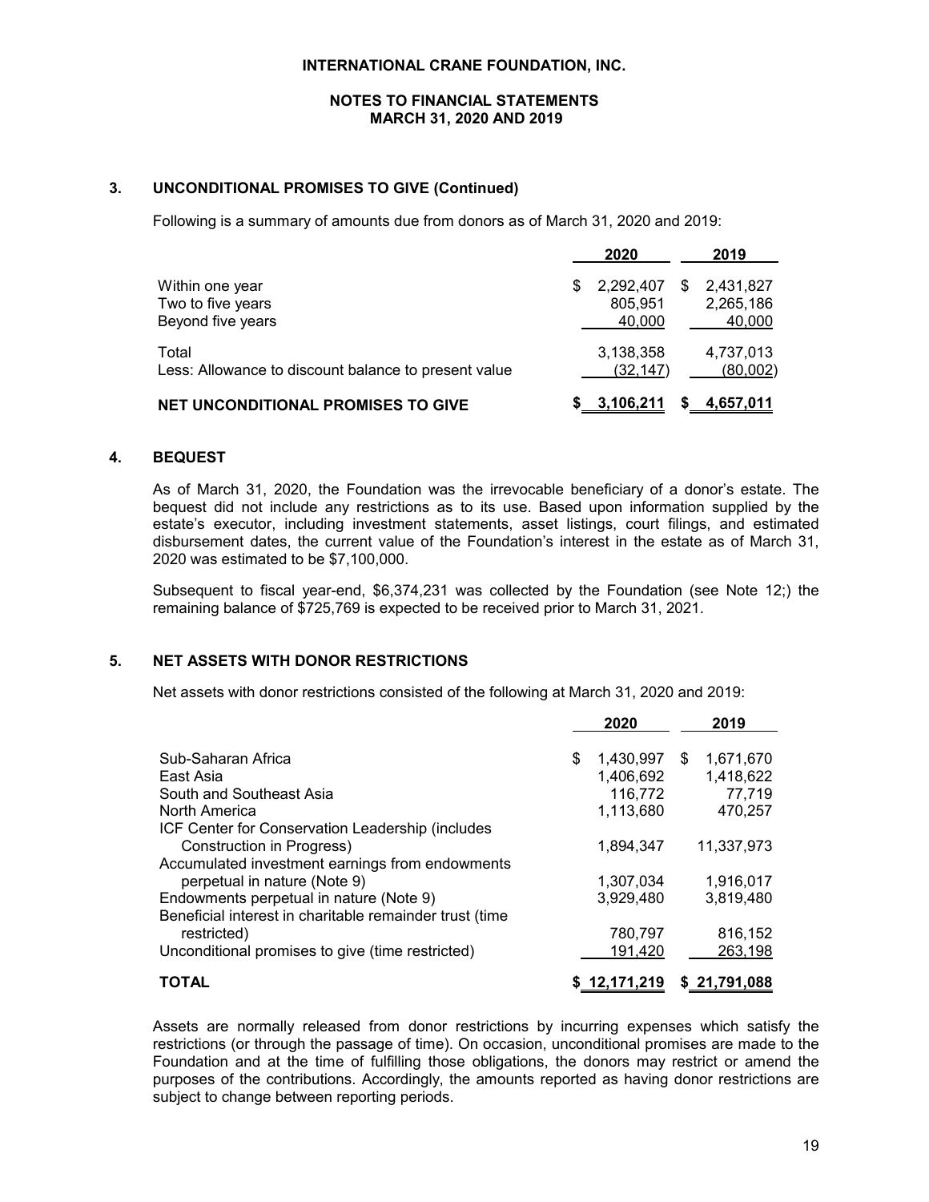## 3. UNCONDITIONAL PROMISES TO GIVE (Continued)

Following is a summary of amounts due from donors as of March 31, 2020 and 2019:

| | 2020 | 2019 |
|---|---|---|
| Within one year | $ 2,292,407 | $ 2,431,827 |
| Two to five years | 805,951 | 2,265,186 |
| Beyond five years | 40,000 | 40,000 |
| Total | 3,138,358 | 4,737,013 |
| Less: Allowance to discount balance to present value | (32,147) | (80,002) |
| **NET UNCONDITIONAL PROMISES TO GIVE** | **$ 3,106,211** | **$ 4,657,011** |

## 4. BEQUEST

As of March 31, 2020, the Foundation was the irrevocable beneficiary of a donor's estate. The bequest did not include any restrictions as to its use. Based upon information supplied by the estate's executor, including investment statements, asset listings, court filings, and estimated disbursement dates, the current value of the Foundation's interest in the estate as of March 31, 2020 was estimated to be $7,100,000.

Subsequent to fiscal year-end, $6,374,231 was collected by the Foundation (see Note 12;) the remaining balance of $725,769 is expected to be received prior to March 31, 2021.

## 5. NET ASSETS WITH DONOR RESTRICTIONS

Net assets with donor restrictions consisted of the following at March 31, 2020 and 2019:

| | 2020 | 2019 |
|---|---|---|
| Sub-Saharan Africa | $ 1,430,997 | $ 1,671,670 |
| East Asia | 1,406,692 | 1,418,622 |
| South and Southeast Asia | 116,772 | 77,719 |
| North America | 1,113,680 | 470,257 |
| ICF Center for Conservation Leadership (includes Construction in Progress) | 1,894,347 | 11,337,973 |
| Accumulated investment earnings from endowments perpetual in nature (Note 9) | 1,307,034 | 1,916,017 |
| Endowments perpetual in nature (Note 9) | 3,929,480 | 3,819,480 |
| Beneficial interest in charitable remainder trust (time restricted) | 780,797 | 816,152 |
| Unconditional promises to give (time restricted) | 191,420 | 263,198 |
| **TOTAL** | **$ 12,171,219** | **$ 21,791,088** |

Assets are normally released from donor restrictions by incurring expenses which satisfy the restrictions (or through the passage of time). On occasion, unconditional promises are made to the Foundation and at the time of fulfilling those obligations, the donors may restrict or amend the purposes of the contributions. Accordingly, the amounts reported as having donor restrictions are subject to change between reporting periods.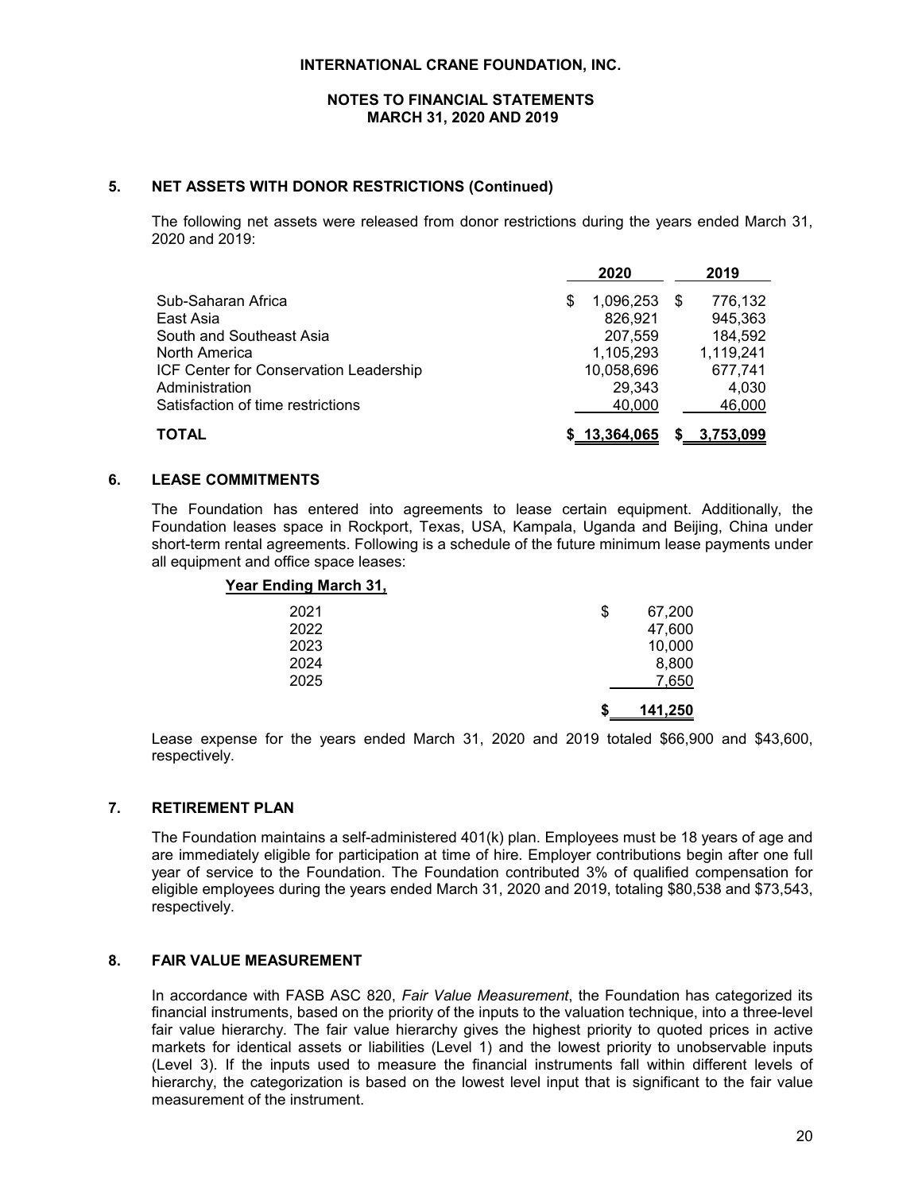## 5. NET ASSETS WITH DONOR RESTRICTIONS (Continued)

The following net assets were released from donor restrictions during the years ended March 31, 2020 and 2019:

| | 2020 | 2019 |
|---|---|---|
| Sub-Saharan Africa | $ 1,096,253 | $ 776,132 |
| East Asia | 826,921 | 945,363 |
| South and Southeast Asia | 207,559 | 184,592 |
| North America | 1,105,293 | 1,119,241 |
| ICF Center for Conservation Leadership | 10,058,696 | 677,741 |
| Administration | 29,343 | 4,030 |
| Satisfaction of time restrictions | 40,000 | 46,000 |
| **TOTAL** | **$ 13,364,065** | **$ 3,753,099** |

## 6. LEASE COMMITMENTS

The Foundation has entered into agreements to lease certain equipment. Additionally, the Foundation leases space in Rockport, Texas, USA, Kampala, Uganda and Beijing, China under short-term rental agreements. Following is a schedule of the future minimum lease payments under all equipment and office space leases:

| Year Ending March 31, | |
|---|---|
| 2021 | $ 67,200 |
| 2022 | 47,600 |
| 2023 | 10,000 |
| 2024 | 8,800 |
| 2025 | 7,650 |
| | **$ 141,250** |

Lease expense for the years ended March 31, 2020 and 2019 totaled $66,900 and $43,600, respectively.

## 7. RETIREMENT PLAN

The Foundation maintains a self-administered 401(k) plan. Employees must be 18 years of age and are immediately eligible for participation at time of hire. Employer contributions begin after one full year of service to the Foundation. The Foundation contributed 3% of qualified compensation for eligible employees during the years ended March 31, 2020 and 2019, totaling $80,538 and $73,543, respectively.

## 8. FAIR VALUE MEASUREMENT

In accordance with FASB ASC 820, *Fair Value Measurement*, the Foundation has categorized its financial instruments, based on the priority of the inputs to the valuation technique, into a three-level fair value hierarchy. The fair value hierarchy gives the highest priority to quoted prices in active markets for identical assets or liabilities (Level 1) and the lowest priority to unobservable inputs (Level 3). If the inputs used to measure the financial instruments fall within different levels of hierarchy, the categorization is based on the lowest level input that is significant to the fair value measurement of the instrument.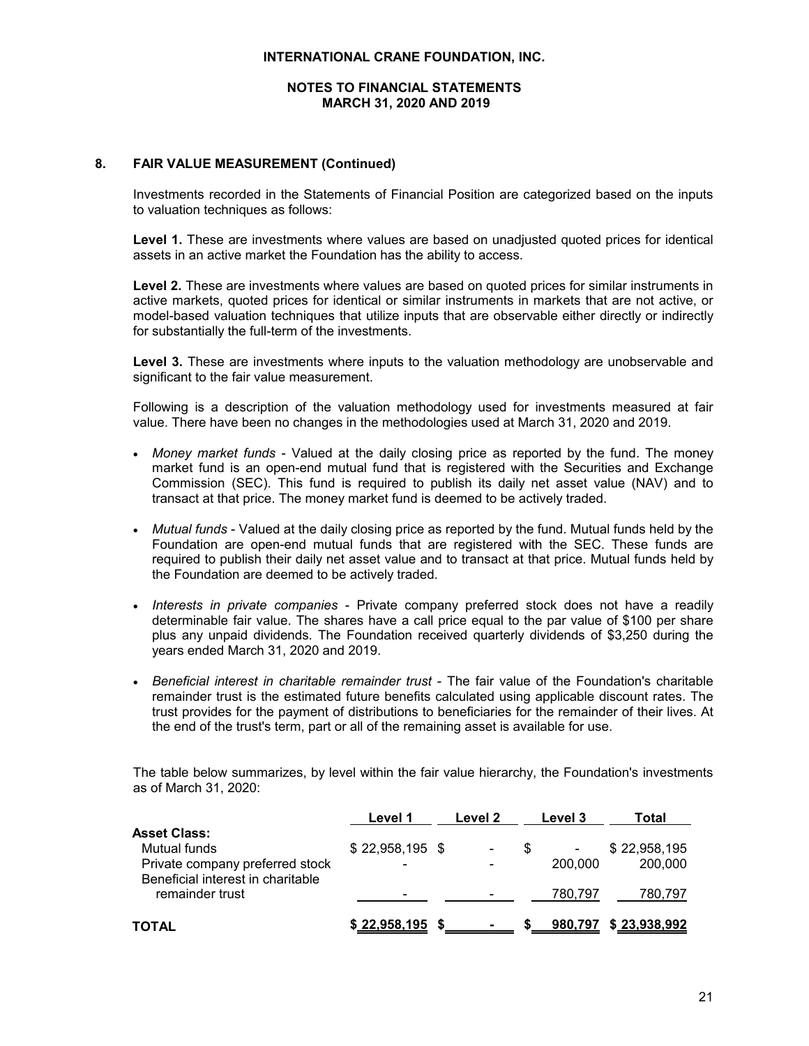## 8. FAIR VALUE MEASUREMENT (Continued)

Investments recorded in the Statements of Financial Position are categorized based on the inputs to valuation techniques as follows:

**Level 1.** These are investments where values are based on unadjusted quoted prices for identical assets in an active market the Foundation has the ability to access.

**Level 2.** These are investments where values are based on quoted prices for similar instruments in active markets, quoted prices for identical or similar instruments in markets that are not active, or model-based valuation techniques that utilize inputs that are observable either directly or indirectly for substantially the full-term of the investments.

**Level 3.** These are investments where inputs to the valuation methodology are unobservable and significant to the fair value measurement.

Following is a description of the valuation methodology used for investments measured at fair value. There have been no changes in the methodologies used at March 31, 2020 and 2019.

- *Money market funds* - Valued at the daily closing price as reported by the fund. The money market fund is an open-end mutual fund that is registered with the Securities and Exchange Commission (SEC). This fund is required to publish its daily net asset value (NAV) and to transact at that price. The money market fund is deemed to be actively traded.
- *Mutual funds* - Valued at the daily closing price as reported by the fund. Mutual funds held by the Foundation are open-end mutual funds that are registered with the SEC. These funds are required to publish their daily net asset value and to transact at that price. Mutual funds held by the Foundation are deemed to be actively traded.
- *Interests in private companies* - Private company preferred stock does not have a readily determinable fair value. The shares have a call price equal to the par value of $100 per share plus any unpaid dividends. The Foundation received quarterly dividends of $3,250 during the years ended March 31, 2020 and 2019.
- *Beneficial interest in charitable remainder trust* - The fair value of the Foundation's charitable remainder trust is the estimated future benefits calculated using applicable discount rates. The trust provides for the payment of distributions to beneficiaries for the remainder of their lives. At the end of the trust's term, part or all of the remaining asset is available for use.

The table below summarizes, by level within the fair value hierarchy, the Foundation's investments as of March 31, 2020:

| | Level 1 | Level 2 | Level 3 | Total |
|---|---|---|---|---|
| **Asset Class:** | | | | |
| Mutual funds | $ 22,958,195 | $ - | $ - | $ 22,958,195 |
| Private company preferred stock | - | - | 200,000 | 200,000 |
| Beneficial interest in charitable remainder trust | - | - | 780,797 | 780,797 |
| **TOTAL** | $ 22,958,195 | $ - | $ 980,797 | $ 23,938,992 |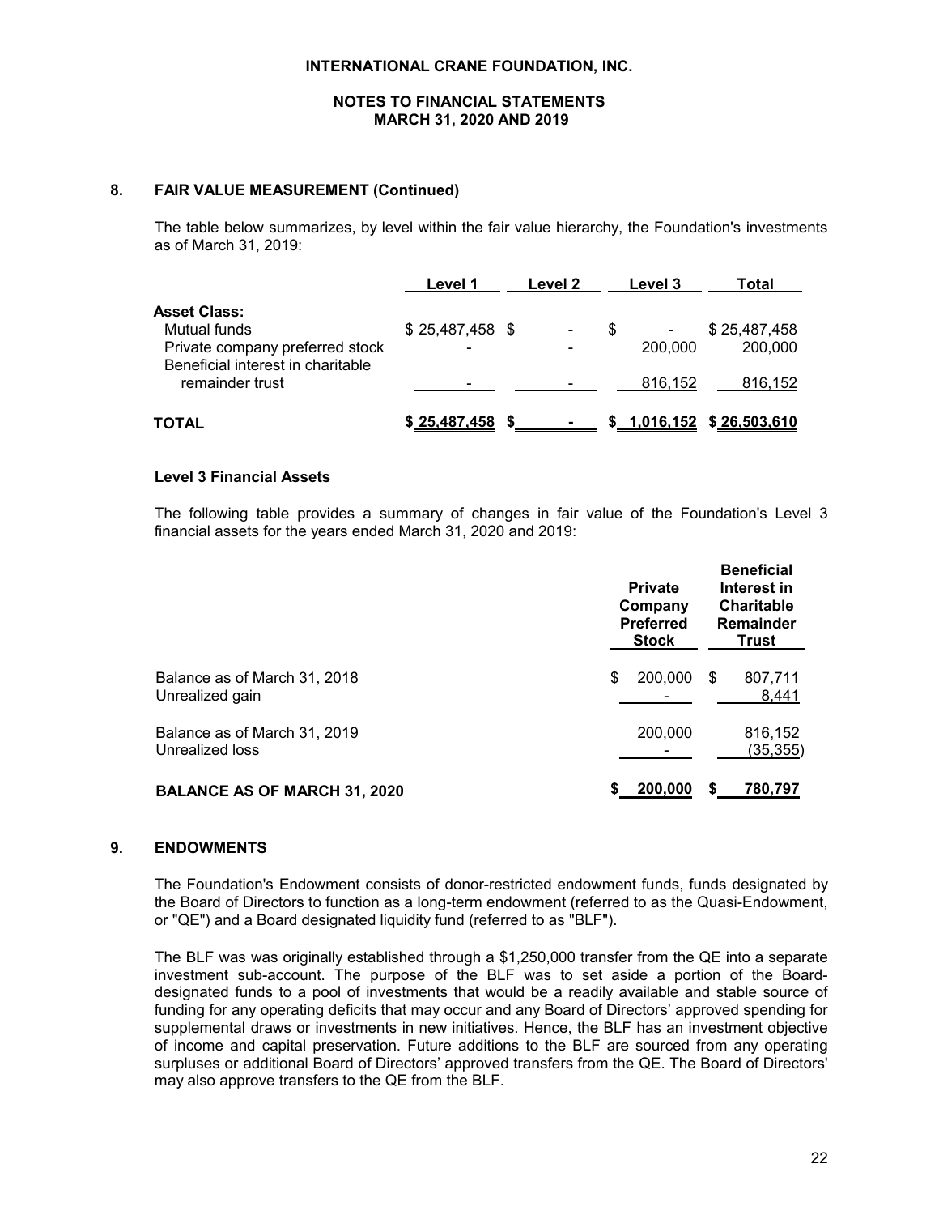## 8. FAIR VALUE MEASUREMENT (Continued)

The table below summarizes, by level within the fair value hierarchy, the Foundation's investments as of March 31, 2019:

| | Level 1 | Level 2 | Level 3 | Total |
|---|---|---|---|---|
| **Asset Class:** | | | | |
| Mutual funds | $ 25,487,458 | $ - | $ - | $ 25,487,458 |
| Private company preferred stock | - | - | 200,000 | 200,000 |
| Beneficial interest in charitable remainder trust | - | - | 816,152 | 816,152 |
| **TOTAL** | **$ 25,487,458** | **$ -** | **$ 1,016,152** | **$ 26,503,610** |

### Level 3 Financial Assets

The following table provides a summary of changes in fair value of the Foundation's Level 3 financial assets for the years ended March 31, 2020 and 2019:

| | Private Company Preferred Stock | Beneficial Interest in Charitable Remainder Trust |
|---|---|---|
| Balance as of March 31, 2018 | $ 200,000 | $ 807,711 |
| Unrealized gain | - | 8,441 |
| Balance as of March 31, 2019 | 200,000 | 816,152 |
| Unrealized loss | - | (35,355) |
| **BALANCE AS OF MARCH 31, 2020** | **$ 200,000** | **$ 780,797** |

## 9. ENDOWMENTS

The Foundation's Endowment consists of donor-restricted endowment funds, funds designated by the Board of Directors to function as a long-term endowment (referred to as the Quasi-Endowment, or "QE") and a Board designated liquidity fund (referred to as "BLF").

The BLF was was originally established through a $1,250,000 transfer from the QE into a separate investment sub-account. The purpose of the BLF was to set aside a portion of the Board-designated funds to a pool of investments that would be a readily available and stable source of funding for any operating deficits that may occur and any Board of Directors' approved spending for supplemental draws or investments in new initiatives. Hence, the BLF has an investment objective of income and capital preservation. Future additions to the BLF are sourced from any operating surpluses or additional Board of Directors' approved transfers from the QE. The Board of Directors' may also approve transfers to the QE from the BLF.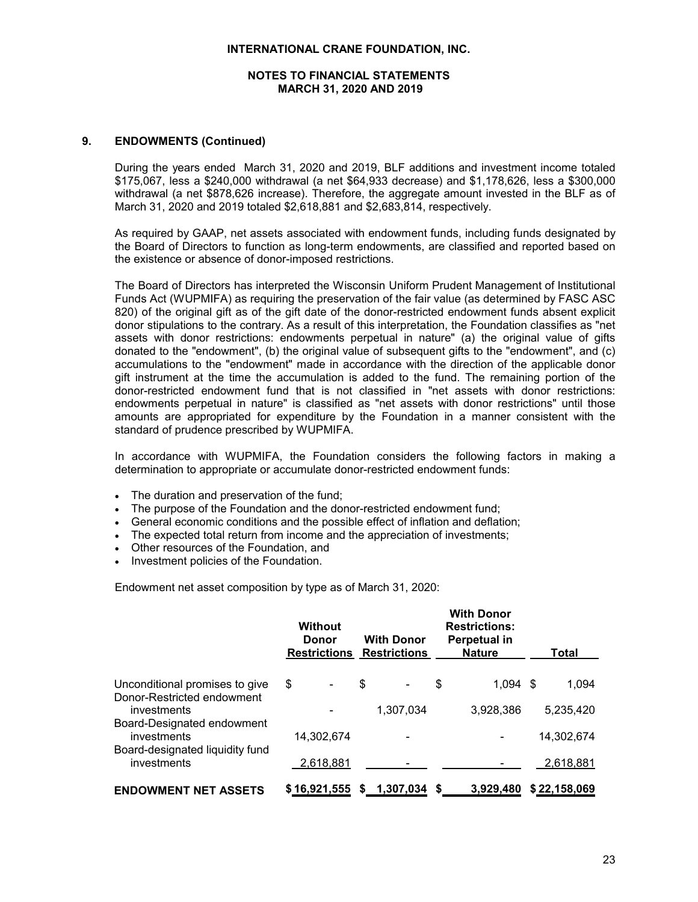## 9. ENDOWMENTS (Continued)

During the years ended March 31, 2020 and 2019, BLF additions and investment income totaled $175,067, less a $240,000 withdrawal (a net $64,933 decrease) and $1,178,626, less a $300,000 withdrawal (a net $878,626 increase). Therefore, the aggregate amount invested in the BLF as of March 31, 2020 and 2019 totaled $2,618,881 and $2,683,814, respectively.

As required by GAAP, net assets associated with endowment funds, including funds designated by the Board of Directors to function as long-term endowments, are classified and reported based on the existence or absence of donor-imposed restrictions.

The Board of Directors has interpreted the Wisconsin Uniform Prudent Management of Institutional Funds Act (WUPMIFA) as requiring the preservation of the fair value (as determined by FASC ASC 820) of the original gift as of the gift date of the donor-restricted endowment funds absent explicit donor stipulations to the contrary. As a result of this interpretation, the Foundation classifies as "net assets with donor restrictions: endowments perpetual in nature" (a) the original value of gifts donated to the "endowment", (b) the original value of subsequent gifts to the "endowment", and (c) accumulations to the "endowment" made in accordance with the direction of the applicable donor gift instrument at the time the accumulation is added to the fund. The remaining portion of the donor-restricted endowment fund that is not classified in "net assets with donor restrictions: endowments perpetual in nature" is classified as "net assets with donor restrictions" until those amounts are appropriated for expenditure by the Foundation in a manner consistent with the standard of prudence prescribed by WUPMIFA.

In accordance with WUPMIFA, the Foundation considers the following factors in making a determination to appropriate or accumulate donor-restricted endowment funds:

- The duration and preservation of the fund;
- The purpose of the Foundation and the donor-restricted endowment fund;
- General economic conditions and the possible effect of inflation and deflation;
- The expected total return from income and the appreciation of investments;
- Other resources of the Foundation, and
- Investment policies of the Foundation.

Endowment net asset composition by type as of March 31, 2020:

| | Without Donor Restrictions | With Donor Restrictions | With Donor Restrictions: Perpetual in Nature | Total |
|---|---|---|---|---|
| Unconditional promises to give | $ - | $ - | $ 1,094 | $ 1,094 |
| Donor-Restricted endowment investments | - | 1,307,034 | 3,928,386 | 5,235,420 |
| Board-Designated endowment investments | 14,302,674 | - | - | 14,302,674 |
| Board-designated liquidity fund investments | 2,618,881 | - | - | 2,618,881 |
| **ENDOWMENT NET ASSETS** | **$ 16,921,555** | **$ 1,307,034** | **$ 3,929,480** | **$ 22,158,069** |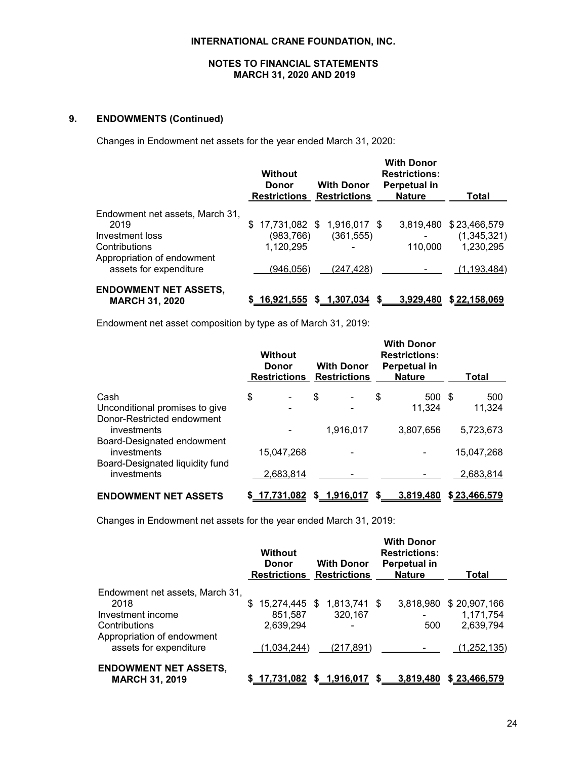INTERNATIONAL CRANE FOUNDATION, INC.

NOTES TO FINANCIAL STATEMENTS
MARCH 31, 2020 AND 2019

## 9. ENDOWMENTS (Continued)

Changes in Endowment net assets for the year ended March 31, 2020:

| | Without Donor Restrictions | With Donor Restrictions | With Donor Restrictions: Perpetual in Nature | Total |
|---|---|---|---|---|
| Endowment net assets, March 31, 2019 | $ 17,731,082 | $ 1,916,017 | $ 3,819,480 | $ 23,466,579 |
| Investment loss | (983,766) | (361,555) | - | (1,345,321) |
| Contributions | 1,120,295 | - | 110,000 | 1,230,295 |
| Appropriation of endowment assets for expenditure | (946,056) | (247,428) | - | (1,193,484) |
| **ENDOWMENT NET ASSETS, MARCH 31, 2020** | $ 16,921,555 | $ 1,307,034 | $ 3,929,480 | $ 22,158,069 |

Endowment net asset composition by type as of March 31, 2019:

| | Without Donor Restrictions | With Donor Restrictions | With Donor Restrictions: Perpetual in Nature | Total |
|---|---|---|---|---|
| Cash | $ - | $ - | $ 500 | $ 500 |
| Unconditional promises to give | - | - | 11,324 | 11,324 |
| Donor-Restricted endowment investments | - | 1,916,017 | 3,807,656 | 5,723,673 |
| Board-Designated endowment investments | 15,047,268 | - | - | 15,047,268 |
| Board-Designated liquidity fund investments | 2,683,814 | - | - | 2,683,814 |
| **ENDOWMENT NET ASSETS** | $ 17,731,082 | $ 1,916,017 | $ 3,819,480 | $ 23,466,579 |

Changes in Endowment net assets for the year ended March 31, 2019:

| | Without Donor Restrictions | With Donor Restrictions | With Donor Restrictions: Perpetual in Nature | Total |
|---|---|---|---|---|
| Endowment net assets, March 31, 2018 | $ 15,274,445 | $ 1,813,741 | $ 3,818,980 | $ 20,907,166 |
| Investment income | 851,587 | 320,167 | - | 1,171,754 |
| Contributions | 2,639,294 | - | 500 | 2,639,794 |
| Appropriation of endowment assets for expenditure | (1,034,244) | (217,891) | - | (1,252,135) |
| **ENDOWMENT NET ASSETS, MARCH 31, 2019** | $ 17,731,082 | $ 1,916,017 | $ 3,819,480 | $ 23,466,579 |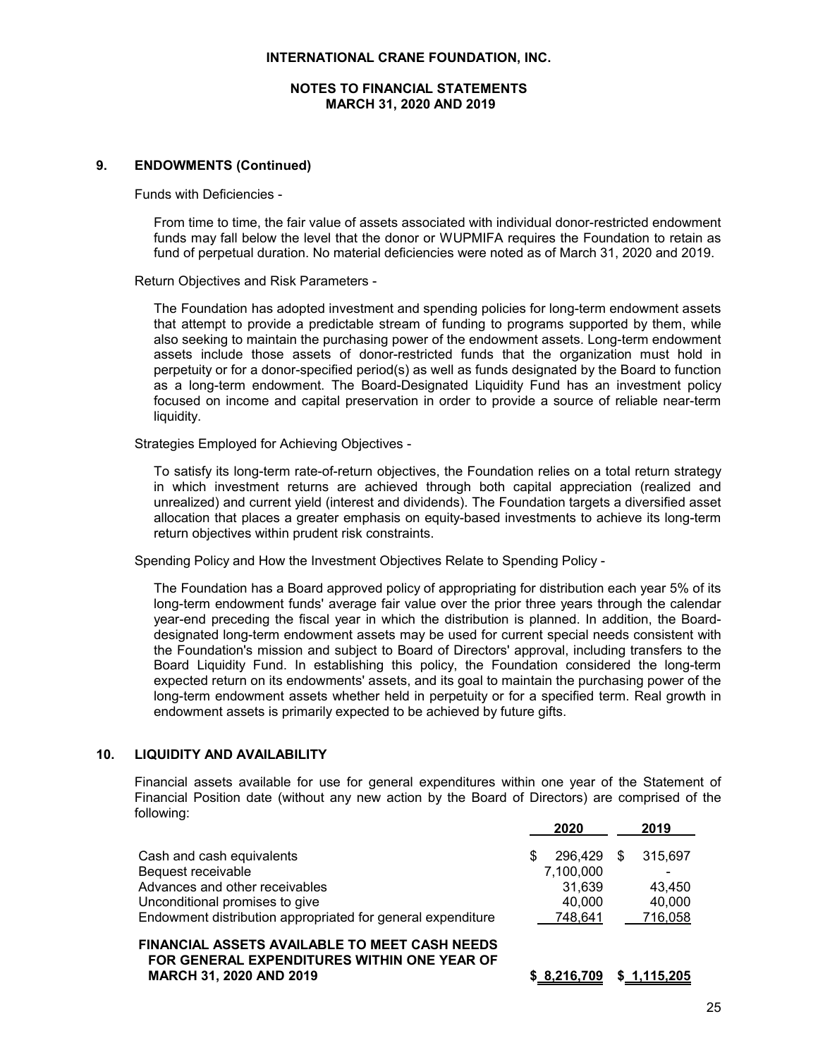## 9. ENDOWMENTS (Continued)

Funds with Deficiencies -

From time to time, the fair value of assets associated with individual donor-restricted endowment funds may fall below the level that the donor or WUPMIFA requires the Foundation to retain as fund of perpetual duration. No material deficiencies were noted as of March 31, 2020 and 2019.

Return Objectives and Risk Parameters -

The Foundation has adopted investment and spending policies for long-term endowment assets that attempt to provide a predictable stream of funding to programs supported by them, while also seeking to maintain the purchasing power of the endowment assets. Long-term endowment assets include those assets of donor-restricted funds that the organization must hold in perpetuity or for a donor-specified period(s) as well as funds designated by the Board to function as a long-term endowment. The Board-Designated Liquidity Fund has an investment policy focused on income and capital preservation in order to provide a source of reliable near-term liquidity.

Strategies Employed for Achieving Objectives -

To satisfy its long-term rate-of-return objectives, the Foundation relies on a total return strategy in which investment returns are achieved through both capital appreciation (realized and unrealized) and current yield (interest and dividends). The Foundation targets a diversified asset allocation that places a greater emphasis on equity-based investments to achieve its long-term return objectives within prudent risk constraints.

Spending Policy and How the Investment Objectives Relate to Spending Policy -

The Foundation has a Board approved policy of appropriating for distribution each year 5% of its long-term endowment funds' average fair value over the prior three years through the calendar year-end preceding the fiscal year in which the distribution is planned. In addition, the Board-designated long-term endowment assets may be used for current special needs consistent with the Foundation's mission and subject to Board of Directors' approval, including transfers to the Board Liquidity Fund. In establishing this policy, the Foundation considered the long-term expected return on its endowments' assets, and its goal to maintain the purchasing power of the long-term endowment assets whether held in perpetuity or for a specified term. Real growth in endowment assets is primarily expected to be achieved by future gifts.

## 10. LIQUIDITY AND AVAILABILITY

Financial assets available for use for general expenditures within one year of the Statement of Financial Position date (without any new action by the Board of Directors) are comprised of the following:

| | 2020 | 2019 |
|---|---|---|
| Cash and cash equivalents | $ 296,429 | $ 315,697 |
| Bequest receivable | 7,100,000 | - |
| Advances and other receivables | 31,639 | 43,450 |
| Unconditional promises to give | 40,000 | 40,000 |
| Endowment distribution appropriated for general expenditure | 748,641 | 716,058 |
| **FINANCIAL ASSETS AVAILABLE TO MEET CASH NEEDS FOR GENERAL EXPENDITURES WITHIN ONE YEAR OF MARCH 31, 2020 AND 2019** | **$ 8,216,709** | **$ 1,115,205** |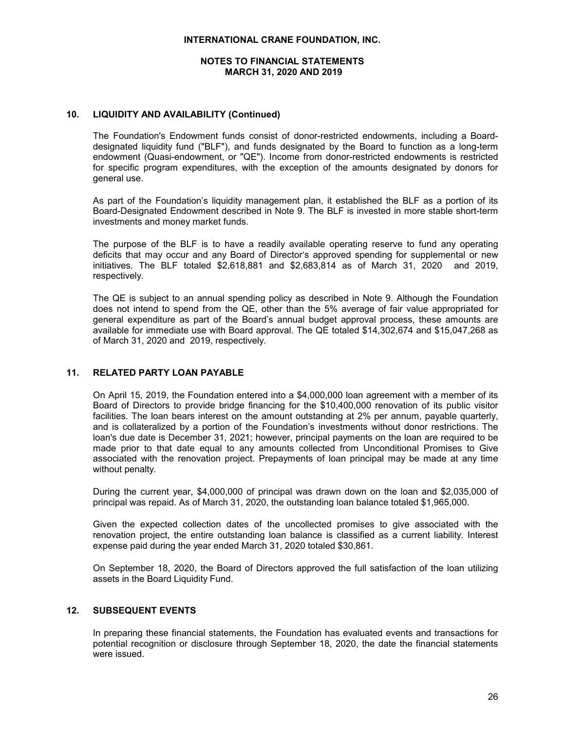## 10. LIQUIDITY AND AVAILABILITY (Continued)

The Foundation's Endowment funds consist of donor-restricted endowments, including a Board-designated liquidity fund ("BLF"), and funds designated by the Board to function as a long-term endowment (Quasi-endowment, or "QE"). Income from donor-restricted endowments is restricted for specific program expenditures, with the exception of the amounts designated by donors for general use.

As part of the Foundation's liquidity management plan, it established the BLF as a portion of its Board-Designated Endowment described in Note 9. The BLF is invested in more stable short-term investments and money market funds.

The purpose of the BLF is to have a readily available operating reserve to fund any operating deficits that may occur and any Board of Director's approved spending for supplemental or new initiatives. The BLF totaled $2,618,881 and $2,683,814 as of March 31, 2020 and 2019, respectively.

The QE is subject to an annual spending policy as described in Note 9. Although the Foundation does not intend to spend from the QE, other than the 5% average of fair value appropriated for general expenditure as part of the Board's annual budget approval process, these amounts are available for immediate use with Board approval. The QE totaled $14,302,674 and $15,047,268 as of March 31, 2020 and 2019, respectively.

## 11. RELATED PARTY LOAN PAYABLE

On April 15, 2019, the Foundation entered into a $4,000,000 loan agreement with a member of its Board of Directors to provide bridge financing for the $10,400,000 renovation of its public visitor facilities. The loan bears interest on the amount outstanding at 2% per annum, payable quarterly, and is collateralized by a portion of the Foundation's investments without donor restrictions. The loan's due date is December 31, 2021; however, principal payments on the loan are required to be made prior to that date equal to any amounts collected from Unconditional Promises to Give associated with the renovation project. Prepayments of loan principal may be made at any time without penalty.

During the current year, $4,000,000 of principal was drawn down on the loan and $2,035,000 of principal was repaid. As of March 31, 2020, the outstanding loan balance totaled $1,965,000.

Given the expected collection dates of the uncollected promises to give associated with the renovation project, the entire outstanding loan balance is classified as a current liability. Interest expense paid during the year ended March 31, 2020 totaled $30,861.

On September 18, 2020, the Board of Directors approved the full satisfaction of the loan utilizing assets in the Board Liquidity Fund.

## 12. SUBSEQUENT EVENTS

In preparing these financial statements, the Foundation has evaluated events and transactions for potential recognition or disclosure through September 18, 2020, the date the financial statements were issued.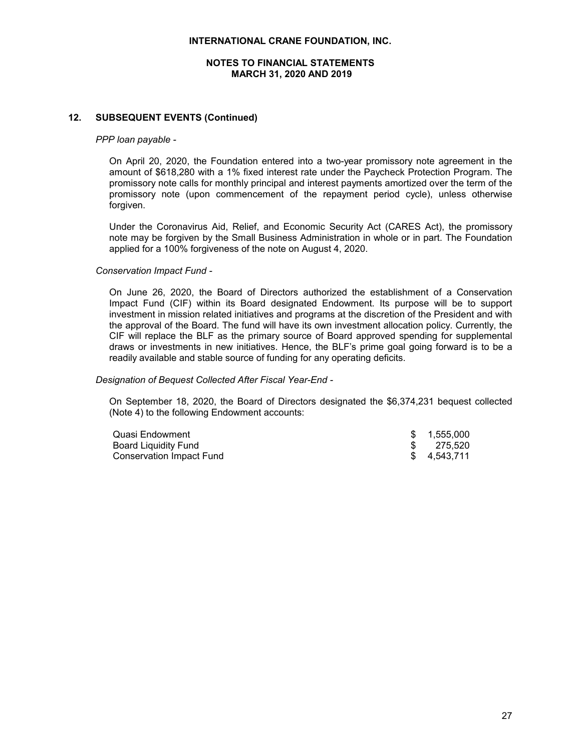## 12. SUBSEQUENT EVENTS (Continued)

*PPP loan payable -*

On April 20, 2020, the Foundation entered into a two-year promissory note agreement in the amount of $618,280 with a 1% fixed interest rate under the Paycheck Protection Program. The promissory note calls for monthly principal and interest payments amortized over the term of the promissory note (upon commencement of the repayment period cycle), unless otherwise forgiven.

Under the Coronavirus Aid, Relief, and Economic Security Act (CARES Act), the promissory note may be forgiven by the Small Business Administration in whole or in part. The Foundation applied for a 100% forgiveness of the note on August 4, 2020.

*Conservation Impact Fund -*

On June 26, 2020, the Board of Directors authorized the establishment of a Conservation Impact Fund (CIF) within its Board designated Endowment. Its purpose will be to support investment in mission related initiatives and programs at the discretion of the President and with the approval of the Board. The fund will have its own investment allocation policy. Currently, the CIF will replace the BLF as the primary source of Board approved spending for supplemental draws or investments in new initiatives. Hence, the BLF's prime goal going forward is to be a readily available and stable source of funding for any operating deficits.

*Designation of Bequest Collected After Fiscal Year-End -*

On September 18, 2020, the Board of Directors designated the $6,374,231 bequest collected (Note 4) to the following Endowment accounts:

| | |
|---|---|
| Quasi Endowment | $ 1,555,000 |
| Board Liquidity Fund | $ 275,520 |
| Conservation Impact Fund | $ 4,543,711 |